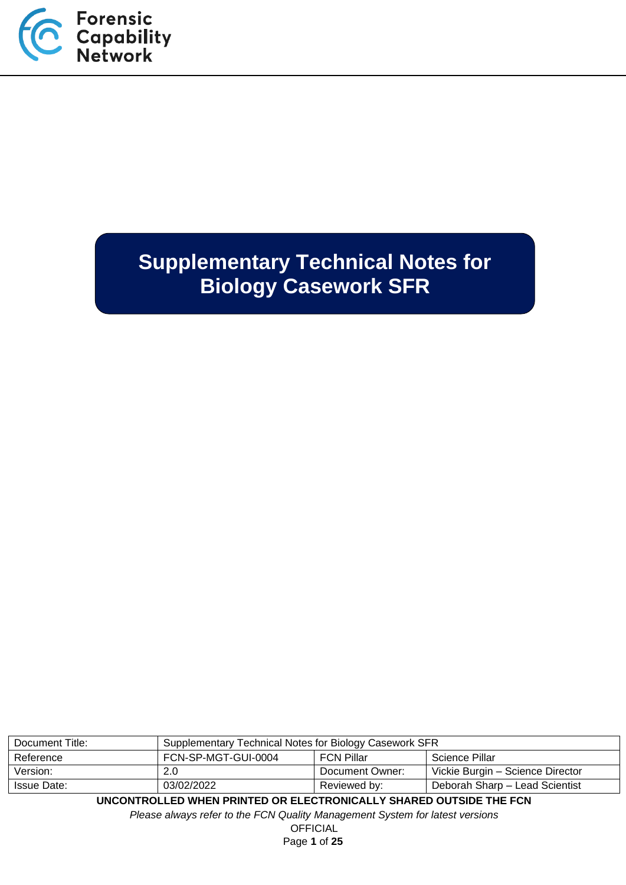Forensic Capability Network

# Supplementary Technical Notes for Biology Casework SFR

| Document Title: | Supplementary Technical Notes for Biology Casework SFR | | |
|---|---|---|---|
| Reference | FCN-SP-MGT-GUI-0004 | FCN Pillar | Science Pillar |
| Version: | 2.0 | Document Owner: | Vickie Burgin – Science Director |
| Issue Date: | 03/02/2022 | Reviewed by: | Deborah Sharp – Lead Scientist |

**UNCONTROLLED WHEN PRINTED OR ELECTRONICALLY SHARED OUTSIDE THE FCN**

*Please always refer to the FCN Quality Management System for latest versions*

OFFICIAL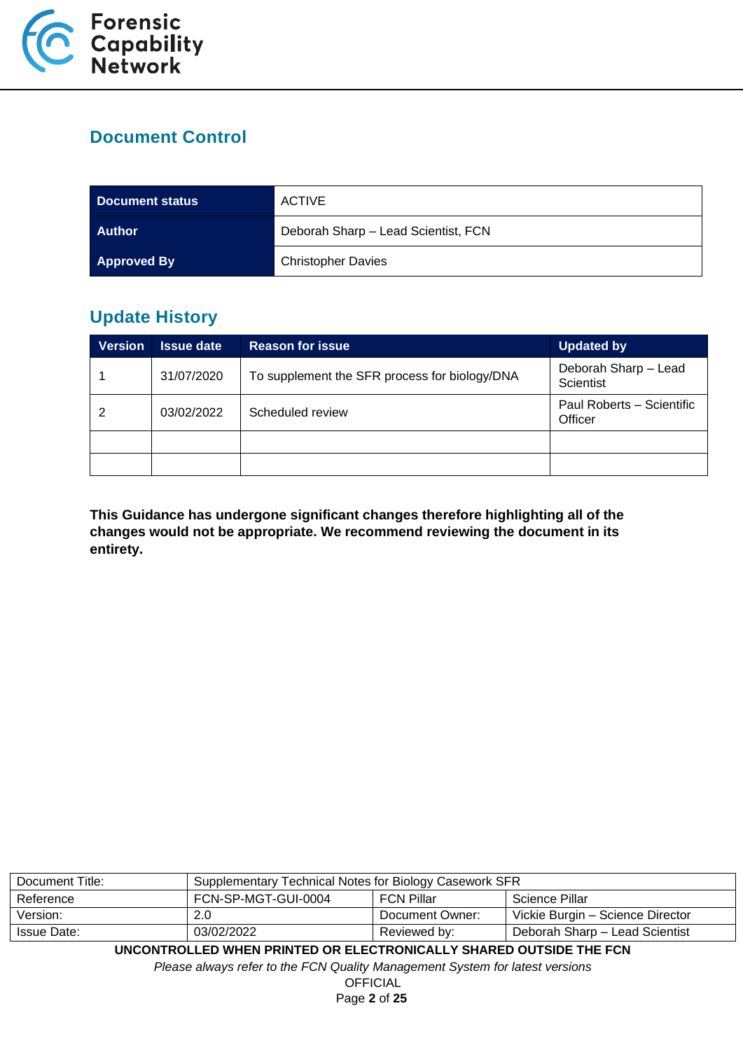## Document Control

| Document status | ACTIVE |
|---|---|
| Author | Deborah Sharp – Lead Scientist, FCN |
| Approved By | Christopher Davies |

## Update History

| Version | Issue date | Reason for issue | Updated by |
|---|---|---|---|
| 1 | 31/07/2020 | To supplement the SFR process for biology/DNA | Deborah Sharp – Lead Scientist |
| 2 | 03/02/2022 | Scheduled review | Paul Roberts – Scientific Officer |
| | | | |
| | | | |

**This Guidance has undergone significant changes therefore highlighting all of the changes would not be appropriate. We recommend reviewing the document in its entirety.**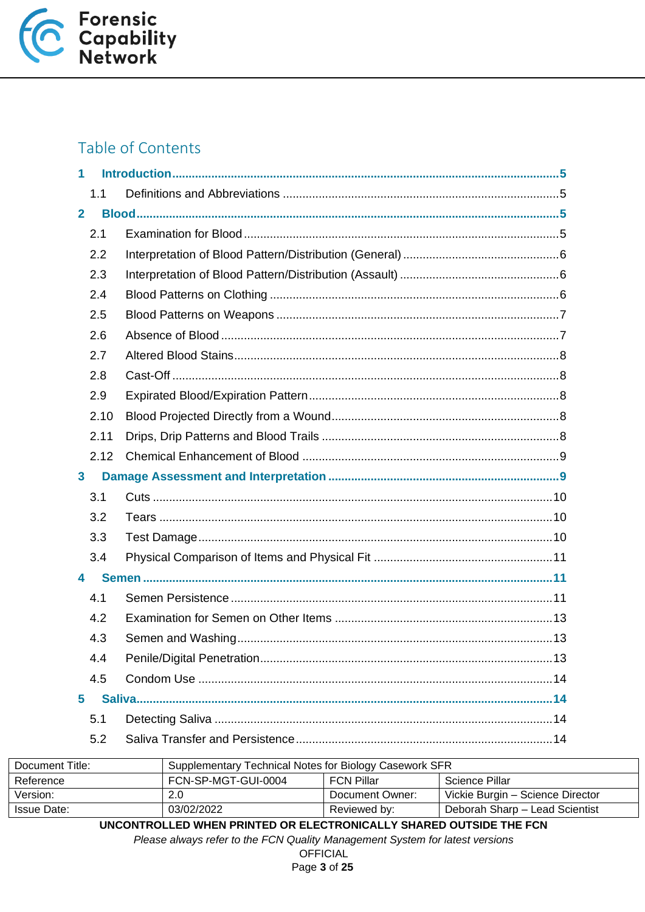## Table of Contents

- **1 Introduction** ... 5
  - 1.1 Definitions and Abbreviations ... 5
- **2 Blood** ... 5
  - 2.1 Examination for Blood ... 5
  - 2.2 Interpretation of Blood Pattern/Distribution (General) ... 6
  - 2.3 Interpretation of Blood Pattern/Distribution (Assault) ... 6
  - 2.4 Blood Patterns on Clothing ... 6
  - 2.5 Blood Patterns on Weapons ... 7
  - 2.6 Absence of Blood ... 7
  - 2.7 Altered Blood Stains ... 8
  - 2.8 Cast-Off ... 8
  - 2.9 Expirated Blood/Expiration Pattern ... 8
  - 2.10 Blood Projected Directly from a Wound ... 8
  - 2.11 Drips, Drip Patterns and Blood Trails ... 8
  - 2.12 Chemical Enhancement of Blood ... 9
- **3 Damage Assessment and Interpretation** ... 9
  - 3.1 Cuts ... 10
  - 3.2 Tears ... 10
  - 3.3 Test Damage ... 10
  - 3.4 Physical Comparison of Items and Physical Fit ... 11
- **4 Semen** ... 11
  - 4.1 Semen Persistence ... 11
  - 4.2 Examination for Semen on Other Items ... 13
  - 4.3 Semen and Washing ... 13
  - 4.4 Penile/Digital Penetration ... 13
  - 4.5 Condom Use ... 14
- **5 Saliva** ... 14
  - 5.1 Detecting Saliva ... 14
  - 5.2 Saliva Transfer and Persistence ... 14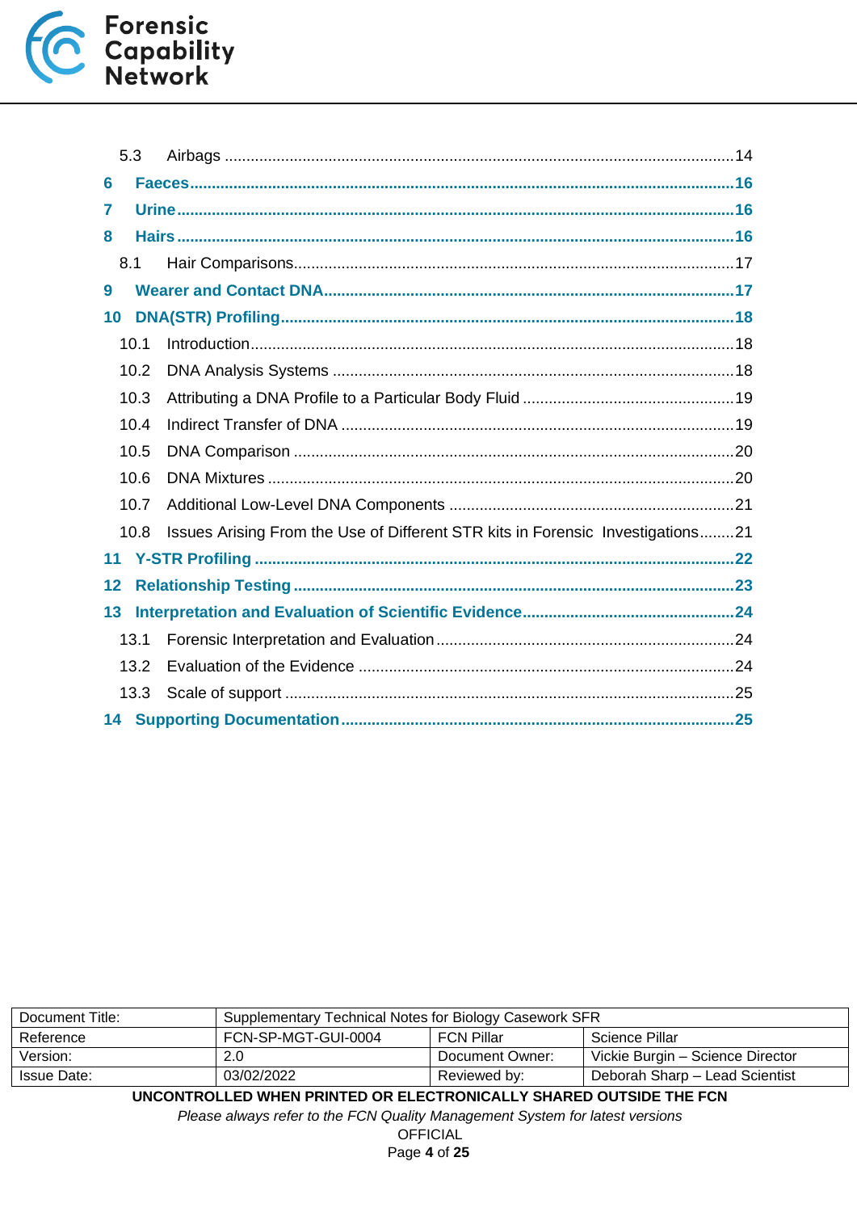5.3 Airbags .....................................................................................................14

**6 Faeces ...........................................................................................................16**

**7 Urine ..............................................................................................................16**

**8 Hairs ..............................................................................................................16**

8.1 Hair Comparisons.....................................................................................17

**9 Wearer and Contact DNA...........................................................................17**

**10 DNA(STR) Profiling....................................................................................18**

10.1 Introduction...............................................................................................18

10.2 DNA Analysis Systems ...........................................................................18

10.3 Attributing a DNA Profile to a Particular Body Fluid ...............................19

10.4 Indirect Transfer of DNA .........................................................................19

10.5 DNA Comparison ....................................................................................20

10.6 DNA Mixtures ..........................................................................................20

10.7 Additional Low-Level DNA Components .................................................21

10.8 Issues Arising From the Use of Different STR kits in Forensic Investigations........21

**11 Y-STR Profiling ...........................................................................................22**

**12 Relationship Testing ..................................................................................23**

**13 Interpretation and Evaluation of Scientific Evidence...............................24**

13.1 Forensic Interpretation and Evaluation ....................................................24

13.2 Evaluation of the Evidence .....................................................................24

13.3 Scale of support .......................................................................................25

**14 Supporting Documentation........................................................................25**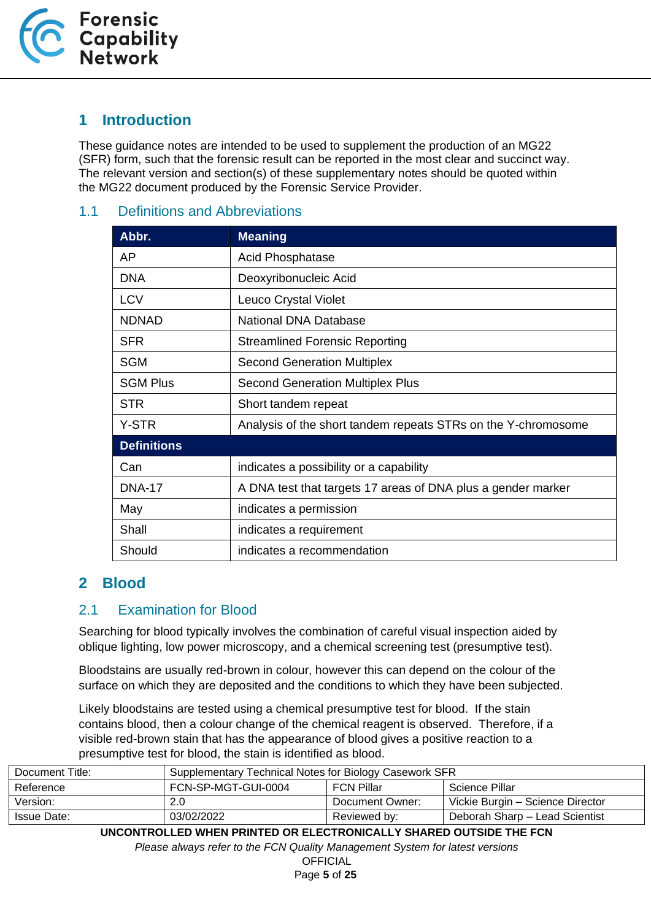# 1 Introduction

These guidance notes are intended to be used to supplement the production of an MG22 (SFR) form, such that the forensic result can be reported in the most clear and succinct way. The relevant version and section(s) of these supplementary notes should be quoted within the MG22 document produced by the Forensic Service Provider.

## 1.1 Definitions and Abbreviations

| Abbr. | Meaning |
|---|---|
| AP | Acid Phosphatase |
| DNA | Deoxyribonucleic Acid |
| LCV | Leuco Crystal Violet |
| NDNAD | National DNA Database |
| SFR | Streamlined Forensic Reporting |
| SGM | Second Generation Multiplex |
| SGM Plus | Second Generation Multiplex Plus |
| STR | Short tandem repeat |
| Y-STR | Analysis of the short tandem repeats STRs on the Y-chromosome |
| **Definitions** | |
| Can | indicates a possibility or a capability |
| DNA-17 | A DNA test that targets 17 areas of DNA plus a gender marker |
| May | indicates a permission |
| Shall | indicates a requirement |
| Should | indicates a recommendation |

# 2 Blood

## 2.1 Examination for Blood

Searching for blood typically involves the combination of careful visual inspection aided by oblique lighting, low power microscopy, and a chemical screening test (presumptive test).

Bloodstains are usually red-brown in colour, however this can depend on the colour of the surface on which they are deposited and the conditions to which they have been subjected.

Likely bloodstains are tested using a chemical presumptive test for blood. If the stain contains blood, then a colour change of the chemical reagent is observed. Therefore, if a visible red-brown stain that has the appearance of blood gives a positive reaction to a presumptive test for blood, the stain is identified as blood.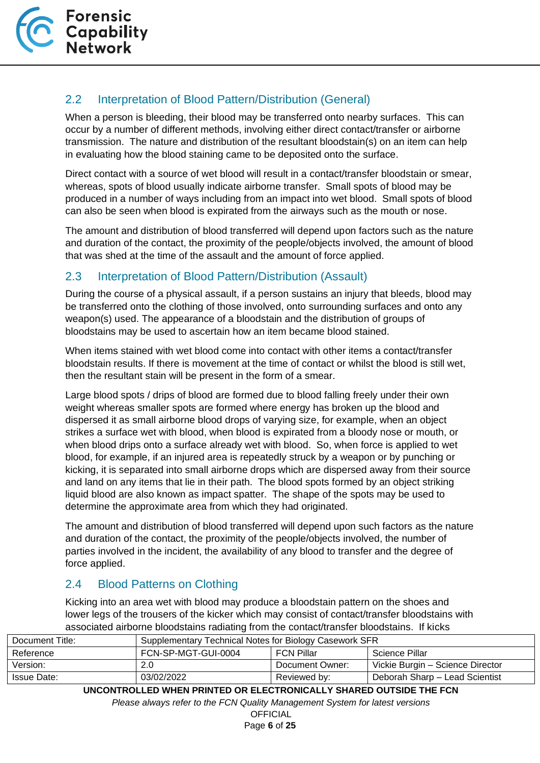## 2.2 Interpretation of Blood Pattern/Distribution (General)

When a person is bleeding, their blood may be transferred onto nearby surfaces. This can occur by a number of different methods, involving either direct contact/transfer or airborne transmission. The nature and distribution of the resultant bloodstain(s) on an item can help in evaluating how the blood staining came to be deposited onto the surface.

Direct contact with a source of wet blood will result in a contact/transfer bloodstain or smear, whereas, spots of blood usually indicate airborne transfer. Small spots of blood may be produced in a number of ways including from an impact into wet blood. Small spots of blood can also be seen when blood is expirated from the airways such as the mouth or nose.

The amount and distribution of blood transferred will depend upon factors such as the nature and duration of the contact, the proximity of the people/objects involved, the amount of blood that was shed at the time of the assault and the amount of force applied.

## 2.3 Interpretation of Blood Pattern/Distribution (Assault)

During the course of a physical assault, if a person sustains an injury that bleeds, blood may be transferred onto the clothing of those involved, onto surrounding surfaces and onto any weapon(s) used. The appearance of a bloodstain and the distribution of groups of bloodstains may be used to ascertain how an item became blood stained.

When items stained with wet blood come into contact with other items a contact/transfer bloodstain results. If there is movement at the time of contact or whilst the blood is still wet, then the resultant stain will be present in the form of a smear.

Large blood spots / drips of blood are formed due to blood falling freely under their own weight whereas smaller spots are formed where energy has broken up the blood and dispersed it as small airborne blood drops of varying size, for example, when an object strikes a surface wet with blood, when blood is expirated from a bloody nose or mouth, or when blood drips onto a surface already wet with blood. So, when force is applied to wet blood, for example, if an injured area is repeatedly struck by a weapon or by punching or kicking, it is separated into small airborne drops which are dispersed away from their source and land on any items that lie in their path. The blood spots formed by an object striking liquid blood are also known as impact spatter. The shape of the spots may be used to determine the approximate area from which they had originated.

The amount and distribution of blood transferred will depend upon such factors as the nature and duration of the contact, the proximity of the people/objects involved, the number of parties involved in the incident, the availability of any blood to transfer and the degree of force applied.

## 2.4 Blood Patterns on Clothing

Kicking into an area wet with blood may produce a bloodstain pattern on the shoes and lower legs of the trousers of the kicker which may consist of contact/transfer bloodstains with associated airborne bloodstains radiating from the contact/transfer bloodstains. If kicks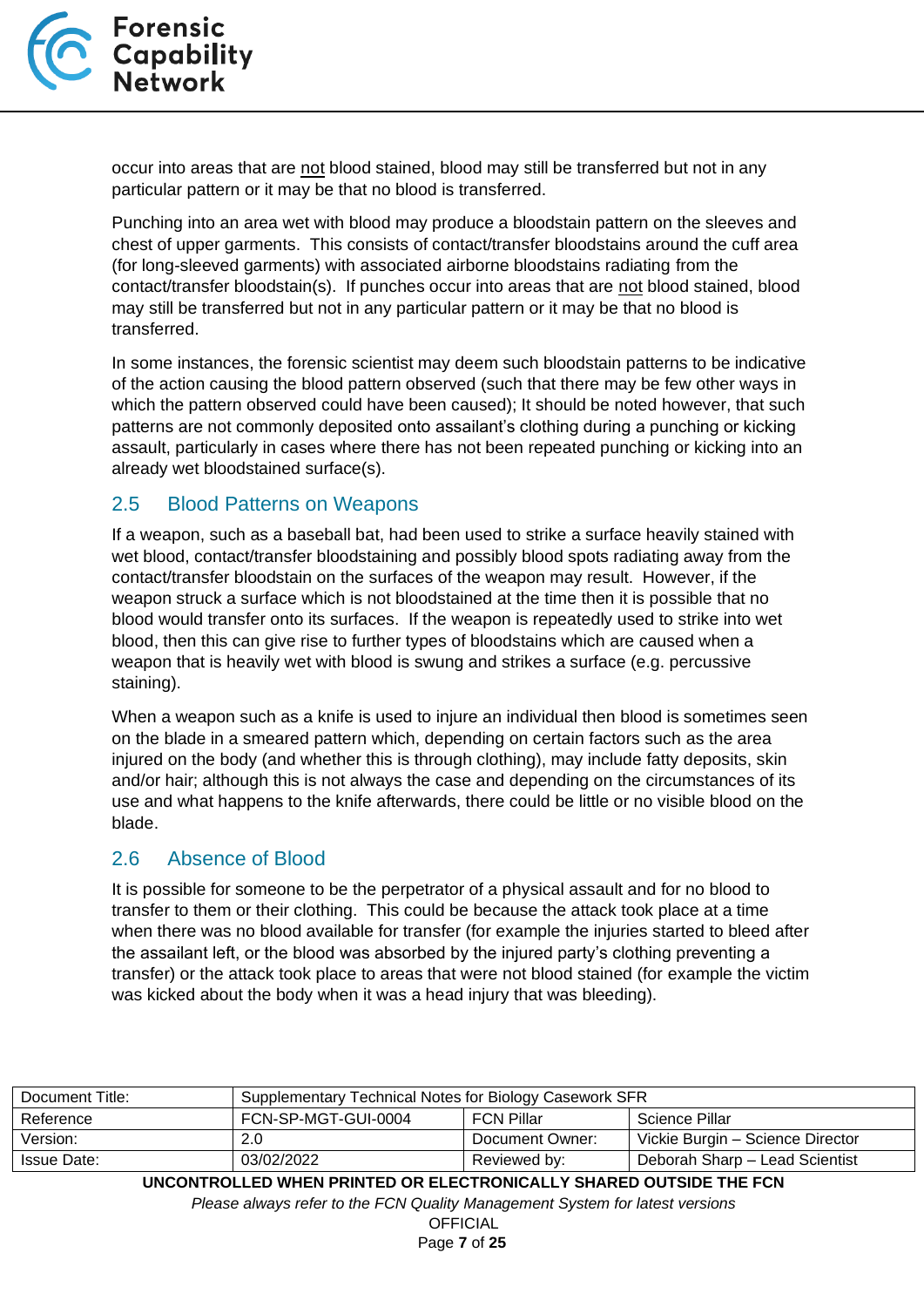occur into areas that are not blood stained, blood may still be transferred but not in any particular pattern or it may be that no blood is transferred.

Punching into an area wet with blood may produce a bloodstain pattern on the sleeves and chest of upper garments. This consists of contact/transfer bloodstains around the cuff area (for long-sleeved garments) with associated airborne bloodstains radiating from the contact/transfer bloodstain(s). If punches occur into areas that are not blood stained, blood may still be transferred but not in any particular pattern or it may be that no blood is transferred.

In some instances, the forensic scientist may deem such bloodstain patterns to be indicative of the action causing the blood pattern observed (such that there may be few other ways in which the pattern observed could have been caused); It should be noted however, that such patterns are not commonly deposited onto assailant's clothing during a punching or kicking assault, particularly in cases where there has not been repeated punching or kicking into an already wet bloodstained surface(s).

## 2.5 Blood Patterns on Weapons

If a weapon, such as a baseball bat, had been used to strike a surface heavily stained with wet blood, contact/transfer bloodstaining and possibly blood spots radiating away from the contact/transfer bloodstain on the surfaces of the weapon may result. However, if the weapon struck a surface which is not bloodstained at the time then it is possible that no blood would transfer onto its surfaces. If the weapon is repeatedly used to strike into wet blood, then this can give rise to further types of bloodstains which are caused when a weapon that is heavily wet with blood is swung and strikes a surface (e.g. percussive staining).

When a weapon such as a knife is used to injure an individual then blood is sometimes seen on the blade in a smeared pattern which, depending on certain factors such as the area injured on the body (and whether this is through clothing), may include fatty deposits, skin and/or hair; although this is not always the case and depending on the circumstances of its use and what happens to the knife afterwards, there could be little or no visible blood on the blade.

## 2.6 Absence of Blood

It is possible for someone to be the perpetrator of a physical assault and for no blood to transfer to them or their clothing. This could be because the attack took place at a time when there was no blood available for transfer (for example the injuries started to bleed after the assailant left, or the blood was absorbed by the injured party's clothing preventing a transfer) or the attack took place to areas that were not blood stained (for example the victim was kicked about the body when it was a head injury that was bleeding).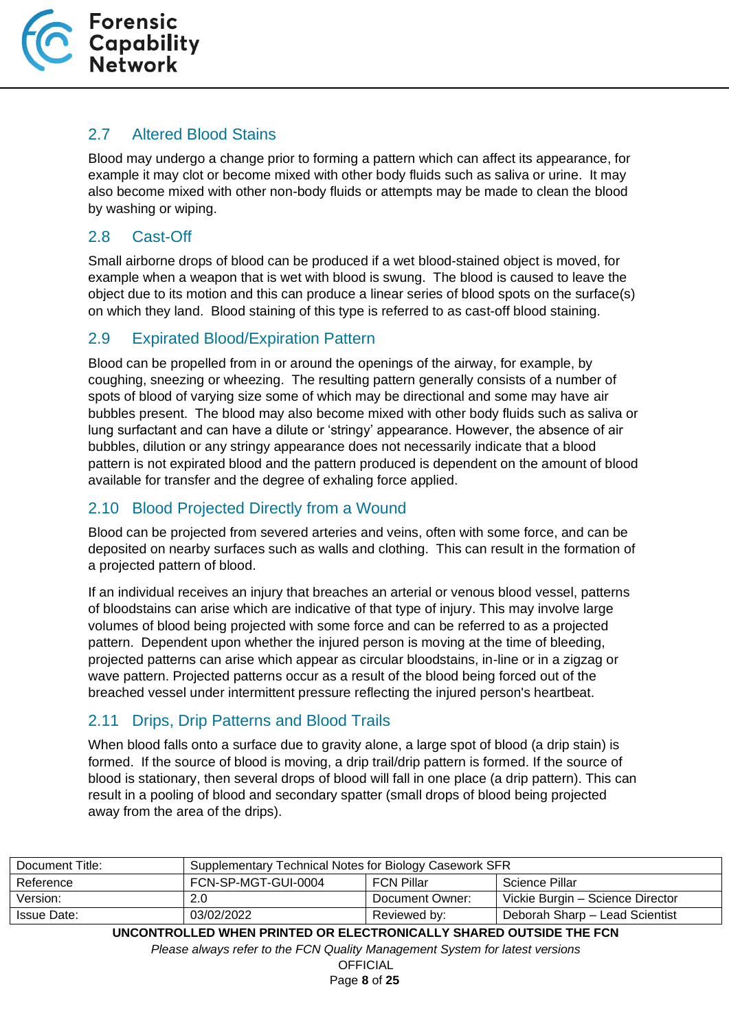## 2.7 Altered Blood Stains

Blood may undergo a change prior to forming a pattern which can affect its appearance, for example it may clot or become mixed with other body fluids such as saliva or urine. It may also become mixed with other non-body fluids or attempts may be made to clean the blood by washing or wiping.

## 2.8 Cast-Off

Small airborne drops of blood can be produced if a wet blood-stained object is moved, for example when a weapon that is wet with blood is swung. The blood is caused to leave the object due to its motion and this can produce a linear series of blood spots on the surface(s) on which they land. Blood staining of this type is referred to as cast-off blood staining.

## 2.9 Expirated Blood/Expiration Pattern

Blood can be propelled from in or around the openings of the airway, for example, by coughing, sneezing or wheezing. The resulting pattern generally consists of a number of spots of blood of varying size some of which may be directional and some may have air bubbles present. The blood may also become mixed with other body fluids such as saliva or lung surfactant and can have a dilute or 'stringy' appearance. However, the absence of air bubbles, dilution or any stringy appearance does not necessarily indicate that a blood pattern is not expirated blood and the pattern produced is dependent on the amount of blood available for transfer and the degree of exhaling force applied.

## 2.10 Blood Projected Directly from a Wound

Blood can be projected from severed arteries and veins, often with some force, and can be deposited on nearby surfaces such as walls and clothing. This can result in the formation of a projected pattern of blood.

If an individual receives an injury that breaches an arterial or venous blood vessel, patterns of bloodstains can arise which are indicative of that type of injury. This may involve large volumes of blood being projected with some force and can be referred to as a projected pattern. Dependent upon whether the injured person is moving at the time of bleeding, projected patterns can arise which appear as circular bloodstains, in-line or in a zigzag or wave pattern. Projected patterns occur as a result of the blood being forced out of the breached vessel under intermittent pressure reflecting the injured person's heartbeat.

## 2.11 Drips, Drip Patterns and Blood Trails

When blood falls onto a surface due to gravity alone, a large spot of blood (a drip stain) is formed. If the source of blood is moving, a drip trail/drip pattern is formed. If the source of blood is stationary, then several drops of blood will fall in one place (a drip pattern). This can result in a pooling of blood and secondary spatter (small drops of blood being projected away from the area of the drips).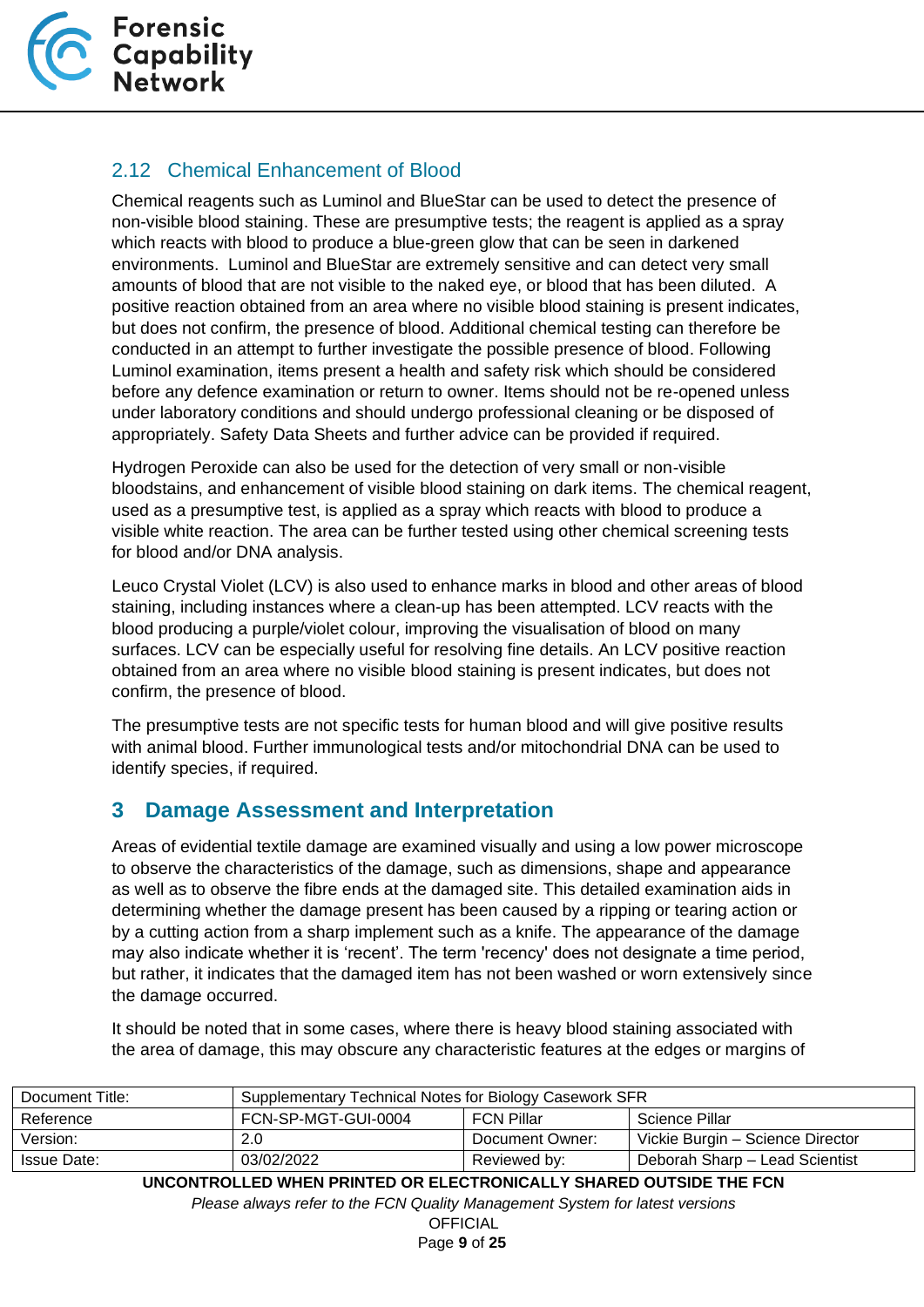## 2.12 Chemical Enhancement of Blood

Chemical reagents such as Luminol and BlueStar can be used to detect the presence of non-visible blood staining. These are presumptive tests; the reagent is applied as a spray which reacts with blood to produce a blue-green glow that can be seen in darkened environments. Luminol and BlueStar are extremely sensitive and can detect very small amounts of blood that are not visible to the naked eye, or blood that has been diluted. A positive reaction obtained from an area where no visible blood staining is present indicates, but does not confirm, the presence of blood. Additional chemical testing can therefore be conducted in an attempt to further investigate the possible presence of blood. Following Luminol examination, items present a health and safety risk which should be considered before any defence examination or return to owner. Items should not be re-opened unless under laboratory conditions and should undergo professional cleaning or be disposed of appropriately. Safety Data Sheets and further advice can be provided if required.

Hydrogen Peroxide can also be used for the detection of very small or non-visible bloodstains, and enhancement of visible blood staining on dark items. The chemical reagent, used as a presumptive test, is applied as a spray which reacts with blood to produce a visible white reaction. The area can be further tested using other chemical screening tests for blood and/or DNA analysis.

Leuco Crystal Violet (LCV) is also used to enhance marks in blood and other areas of blood staining, including instances where a clean-up has been attempted. LCV reacts with the blood producing a purple/violet colour, improving the visualisation of blood on many surfaces. LCV can be especially useful for resolving fine details. An LCV positive reaction obtained from an area where no visible blood staining is present indicates, but does not confirm, the presence of blood.

The presumptive tests are not specific tests for human blood and will give positive results with animal blood. Further immunological tests and/or mitochondrial DNA can be used to identify species, if required.

# 3 Damage Assessment and Interpretation

Areas of evidential textile damage are examined visually and using a low power microscope to observe the characteristics of the damage, such as dimensions, shape and appearance as well as to observe the fibre ends at the damaged site. This detailed examination aids in determining whether the damage present has been caused by a ripping or tearing action or by a cutting action from a sharp implement such as a knife. The appearance of the damage may also indicate whether it is 'recent'. The term 'recency' does not designate a time period, but rather, it indicates that the damaged item has not been washed or worn extensively since the damage occurred.

It should be noted that in some cases, where there is heavy blood staining associated with the area of damage, this may obscure any characteristic features at the edges or margins of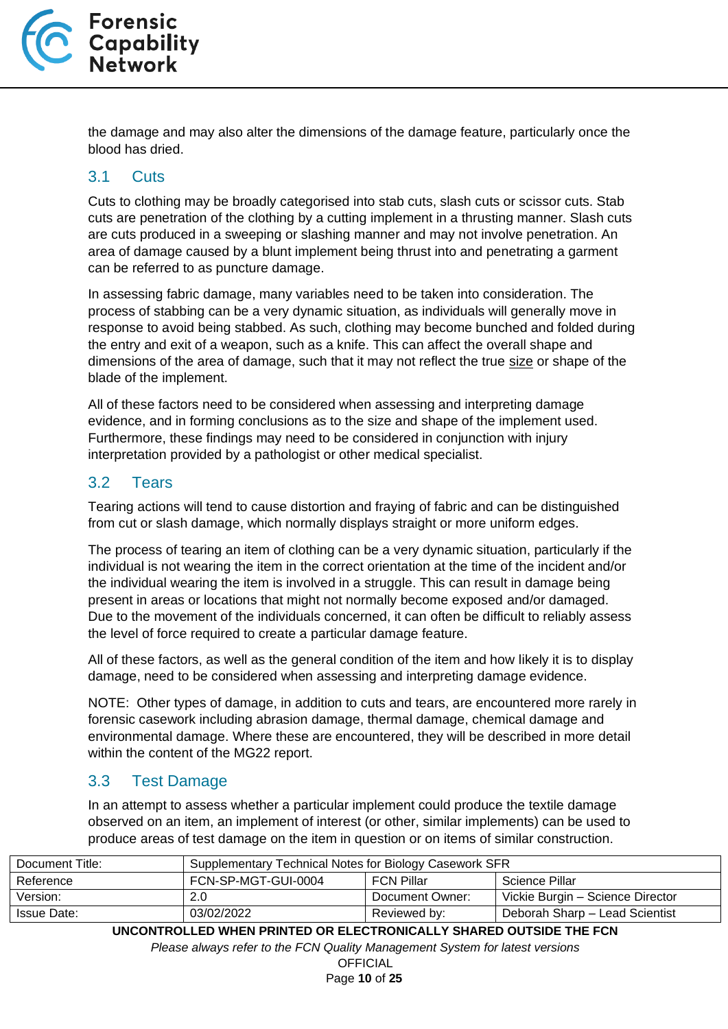the damage and may also alter the dimensions of the damage feature, particularly once the blood has dried.

## 3.1 Cuts

Cuts to clothing may be broadly categorised into stab cuts, slash cuts or scissor cuts. Stab cuts are penetration of the clothing by a cutting implement in a thrusting manner. Slash cuts are cuts produced in a sweeping or slashing manner and may not involve penetration. An area of damage caused by a blunt implement being thrust into and penetrating a garment can be referred to as puncture damage.

In assessing fabric damage, many variables need to be taken into consideration. The process of stabbing can be a very dynamic situation, as individuals will generally move in response to avoid being stabbed. As such, clothing may become bunched and folded during the entry and exit of a weapon, such as a knife. This can affect the overall shape and dimensions of the area of damage, such that it may not reflect the true size or shape of the blade of the implement.

All of these factors need to be considered when assessing and interpreting damage evidence, and in forming conclusions as to the size and shape of the implement used. Furthermore, these findings may need to be considered in conjunction with injury interpretation provided by a pathologist or other medical specialist.

## 3.2 Tears

Tearing actions will tend to cause distortion and fraying of fabric and can be distinguished from cut or slash damage, which normally displays straight or more uniform edges.

The process of tearing an item of clothing can be a very dynamic situation, particularly if the individual is not wearing the item in the correct orientation at the time of the incident and/or the individual wearing the item is involved in a struggle. This can result in damage being present in areas or locations that might not normally become exposed and/or damaged. Due to the movement of the individuals concerned, it can often be difficult to reliably assess the level of force required to create a particular damage feature.

All of these factors, as well as the general condition of the item and how likely it is to display damage, need to be considered when assessing and interpreting damage evidence.

NOTE: Other types of damage, in addition to cuts and tears, are encountered more rarely in forensic casework including abrasion damage, thermal damage, chemical damage and environmental damage. Where these are encountered, they will be described in more detail within the content of the MG22 report.

## 3.3 Test Damage

In an attempt to assess whether a particular implement could produce the textile damage observed on an item, an implement of interest (or other, similar implements) can be used to produce areas of test damage on the item in question or on items of similar construction.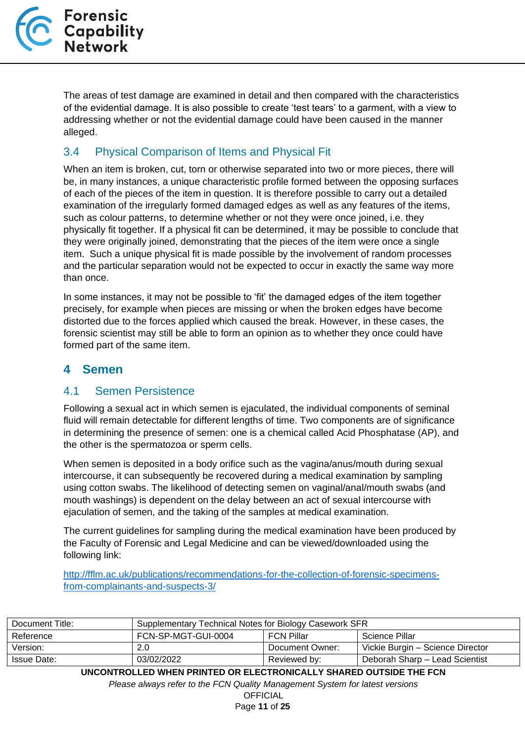The areas of test damage are examined in detail and then compared with the characteristics of the evidential damage. It is also possible to create 'test tears' to a garment, with a view to addressing whether or not the evidential damage could have been caused in the manner alleged.

### 3.4 Physical Comparison of Items and Physical Fit

When an item is broken, cut, torn or otherwise separated into two or more pieces, there will be, in many instances, a unique characteristic profile formed between the opposing surfaces of each of the pieces of the item in question. It is therefore possible to carry out a detailed examination of the irregularly formed damaged edges as well as any features of the items, such as colour patterns, to determine whether or not they were once joined, i.e. they physically fit together. If a physical fit can be determined, it may be possible to conclude that they were originally joined, demonstrating that the pieces of the item were once a single item. Such a unique physical fit is made possible by the involvement of random processes and the particular separation would not be expected to occur in exactly the same way more than once.

In some instances, it may not be possible to 'fit' the damaged edges of the item together precisely, for example when pieces are missing or when the broken edges have become distorted due to the forces applied which caused the break. However, in these cases, the forensic scientist may still be able to form an opinion as to whether they once could have formed part of the same item.

## 4 Semen

### 4.1 Semen Persistence

Following a sexual act in which semen is ejaculated, the individual components of seminal fluid will remain detectable for different lengths of time. Two components are of significance in determining the presence of semen: one is a chemical called Acid Phosphatase (AP), and the other is the spermatozoa or sperm cells.

When semen is deposited in a body orifice such as the vagina/anus/mouth during sexual intercourse, it can subsequently be recovered during a medical examination by sampling using cotton swabs. The likelihood of detecting semen on vaginal/anal/mouth swabs (and mouth washings) is dependent on the delay between an act of sexual intercourse with ejaculation of semen, and the taking of the samples at medical examination.

The current guidelines for sampling during the medical examination have been produced by the Faculty of Forensic and Legal Medicine and can be viewed/downloaded using the following link:

http://fflm.ac.uk/publications/recommendations-for-the-collection-of-forensic-specimens-from-complainants-and-suspects-3/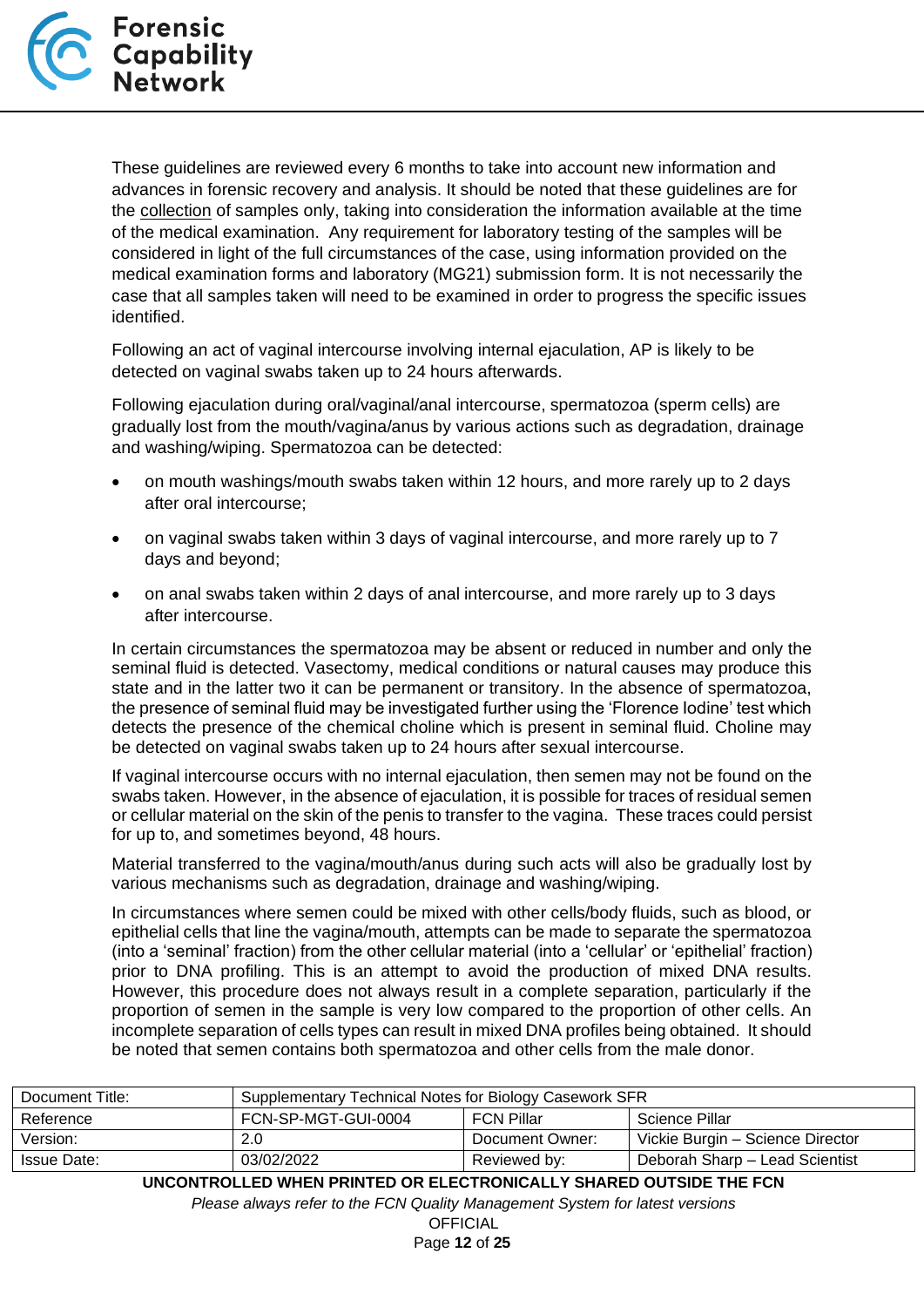These guidelines are reviewed every 6 months to take into account new information and advances in forensic recovery and analysis. It should be noted that these guidelines are for the collection of samples only, taking into consideration the information available at the time of the medical examination. Any requirement for laboratory testing of the samples will be considered in light of the full circumstances of the case, using information provided on the medical examination forms and laboratory (MG21) submission form. It is not necessarily the case that all samples taken will need to be examined in order to progress the specific issues identified.

Following an act of vaginal intercourse involving internal ejaculation, AP is likely to be detected on vaginal swabs taken up to 24 hours afterwards.

Following ejaculation during oral/vaginal/anal intercourse, spermatozoa (sperm cells) are gradually lost from the mouth/vagina/anus by various actions such as degradation, drainage and washing/wiping. Spermatozoa can be detected:

- on mouth washings/mouth swabs taken within 12 hours, and more rarely up to 2 days after oral intercourse;
- on vaginal swabs taken within 3 days of vaginal intercourse, and more rarely up to 7 days and beyond;
- on anal swabs taken within 2 days of anal intercourse, and more rarely up to 3 days after intercourse.

In certain circumstances the spermatozoa may be absent or reduced in number and only the seminal fluid is detected. Vasectomy, medical conditions or natural causes may produce this state and in the latter two it can be permanent or transitory. In the absence of spermatozoa, the presence of seminal fluid may be investigated further using the 'Florence Iodine' test which detects the presence of the chemical choline which is present in seminal fluid. Choline may be detected on vaginal swabs taken up to 24 hours after sexual intercourse.

If vaginal intercourse occurs with no internal ejaculation, then semen may not be found on the swabs taken. However, in the absence of ejaculation, it is possible for traces of residual semen or cellular material on the skin of the penis to transfer to the vagina. These traces could persist for up to, and sometimes beyond, 48 hours.

Material transferred to the vagina/mouth/anus during such acts will also be gradually lost by various mechanisms such as degradation, drainage and washing/wiping.

In circumstances where semen could be mixed with other cells/body fluids, such as blood, or epithelial cells that line the vagina/mouth, attempts can be made to separate the spermatozoa (into a 'seminal' fraction) from the other cellular material (into a 'cellular' or 'epithelial' fraction) prior to DNA profiling. This is an attempt to avoid the production of mixed DNA results. However, this procedure does not always result in a complete separation, particularly if the proportion of semen in the sample is very low compared to the proportion of other cells. An incomplete separation of cells types can result in mixed DNA profiles being obtained. It should be noted that semen contains both spermatozoa and other cells from the male donor.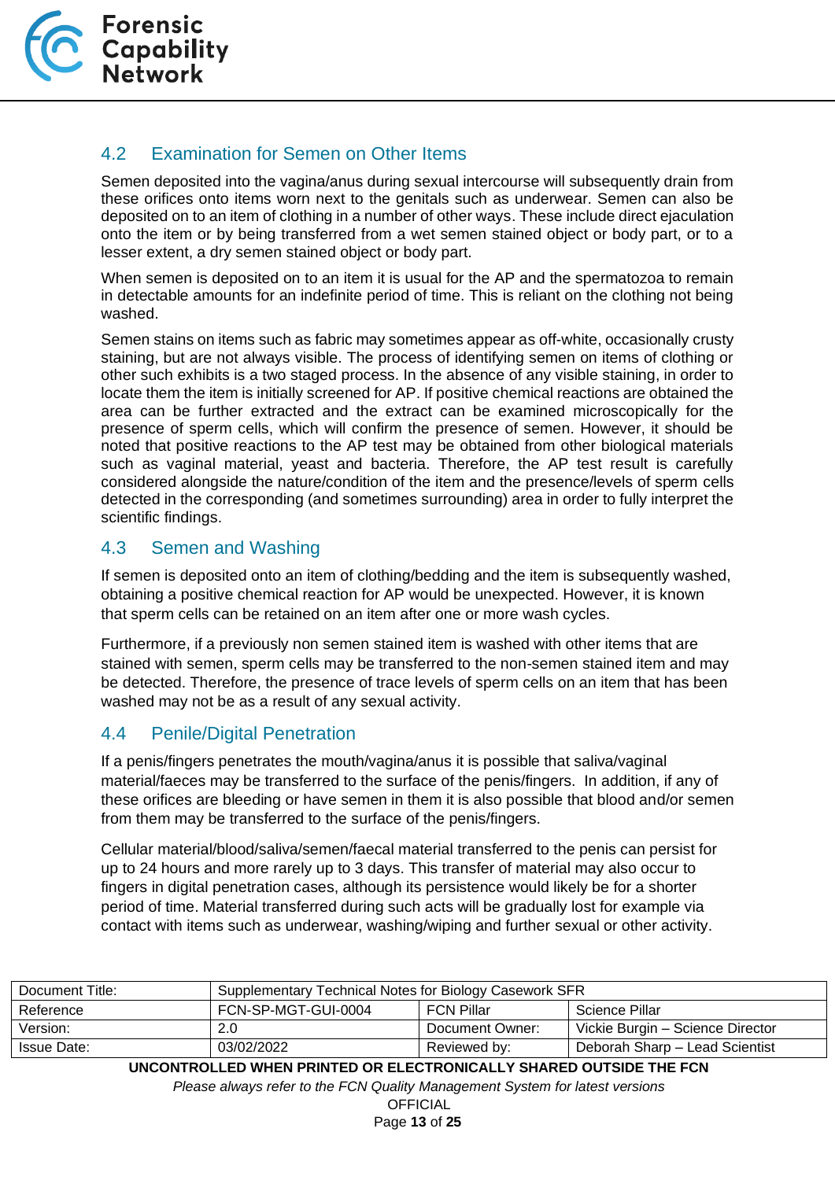## 4.2 Examination for Semen on Other Items

Semen deposited into the vagina/anus during sexual intercourse will subsequently drain from these orifices onto items worn next to the genitals such as underwear. Semen can also be deposited on to an item of clothing in a number of other ways. These include direct ejaculation onto the item or by being transferred from a wet semen stained object or body part, or to a lesser extent, a dry semen stained object or body part.

When semen is deposited on to an item it is usual for the AP and the spermatozoa to remain in detectable amounts for an indefinite period of time. This is reliant on the clothing not being washed.

Semen stains on items such as fabric may sometimes appear as off-white, occasionally crusty staining, but are not always visible. The process of identifying semen on items of clothing or other such exhibits is a two staged process. In the absence of any visible staining, in order to locate them the item is initially screened for AP. If positive chemical reactions are obtained the area can be further extracted and the extract can be examined microscopically for the presence of sperm cells, which will confirm the presence of semen. However, it should be noted that positive reactions to the AP test may be obtained from other biological materials such as vaginal material, yeast and bacteria. Therefore, the AP test result is carefully considered alongside the nature/condition of the item and the presence/levels of sperm cells detected in the corresponding (and sometimes surrounding) area in order to fully interpret the scientific findings.

## 4.3 Semen and Washing

If semen is deposited onto an item of clothing/bedding and the item is subsequently washed, obtaining a positive chemical reaction for AP would be unexpected. However, it is known that sperm cells can be retained on an item after one or more wash cycles.

Furthermore, if a previously non semen stained item is washed with other items that are stained with semen, sperm cells may be transferred to the non-semen stained item and may be detected. Therefore, the presence of trace levels of sperm cells on an item that has been washed may not be as a result of any sexual activity.

## 4.4 Penile/Digital Penetration

If a penis/fingers penetrates the mouth/vagina/anus it is possible that saliva/vaginal material/faeces may be transferred to the surface of the penis/fingers. In addition, if any of these orifices are bleeding or have semen in them it is also possible that blood and/or semen from them may be transferred to the surface of the penis/fingers.

Cellular material/blood/saliva/semen/faecal material transferred to the penis can persist for up to 24 hours and more rarely up to 3 days. This transfer of material may also occur to fingers in digital penetration cases, although its persistence would likely be for a shorter period of time. Material transferred during such acts will be gradually lost for example via contact with items such as underwear, washing/wiping and further sexual or other activity.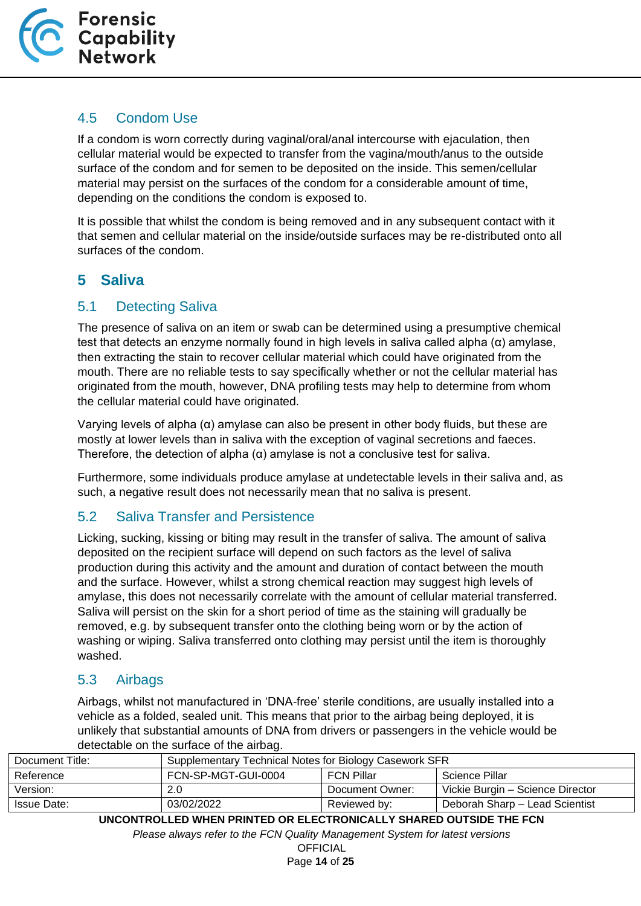### 4.5 Condom Use

If a condom is worn correctly during vaginal/oral/anal intercourse with ejaculation, then cellular material would be expected to transfer from the vagina/mouth/anus to the outside surface of the condom and for semen to be deposited on the inside. This semen/cellular material may persist on the surfaces of the condom for a considerable amount of time, depending on the conditions the condom is exposed to.

It is possible that whilst the condom is being removed and in any subsequent contact with it that semen and cellular material on the inside/outside surfaces may be re-distributed onto all surfaces of the condom.

## 5 Saliva

### 5.1 Detecting Saliva

The presence of saliva on an item or swab can be determined using a presumptive chemical test that detects an enzyme normally found in high levels in saliva called alpha (α) amylase, then extracting the stain to recover cellular material which could have originated from the mouth. There are no reliable tests to say specifically whether or not the cellular material has originated from the mouth, however, DNA profiling tests may help to determine from whom the cellular material could have originated.

Varying levels of alpha (α) amylase can also be present in other body fluids, but these are mostly at lower levels than in saliva with the exception of vaginal secretions and faeces. Therefore, the detection of alpha (α) amylase is not a conclusive test for saliva.

Furthermore, some individuals produce amylase at undetectable levels in their saliva and, as such, a negative result does not necessarily mean that no saliva is present.

### 5.2 Saliva Transfer and Persistence

Licking, sucking, kissing or biting may result in the transfer of saliva. The amount of saliva deposited on the recipient surface will depend on such factors as the level of saliva production during this activity and the amount and duration of contact between the mouth and the surface. However, whilst a strong chemical reaction may suggest high levels of amylase, this does not necessarily correlate with the amount of cellular material transferred. Saliva will persist on the skin for a short period of time as the staining will gradually be removed, e.g. by subsequent transfer onto the clothing being worn or by the action of washing or wiping. Saliva transferred onto clothing may persist until the item is thoroughly washed.

### 5.3 Airbags

Airbags, whilst not manufactured in 'DNA-free' sterile conditions, are usually installed into a vehicle as a folded, sealed unit. This means that prior to the airbag being deployed, it is unlikely that substantial amounts of DNA from drivers or passengers in the vehicle would be detectable on the surface of the airbag.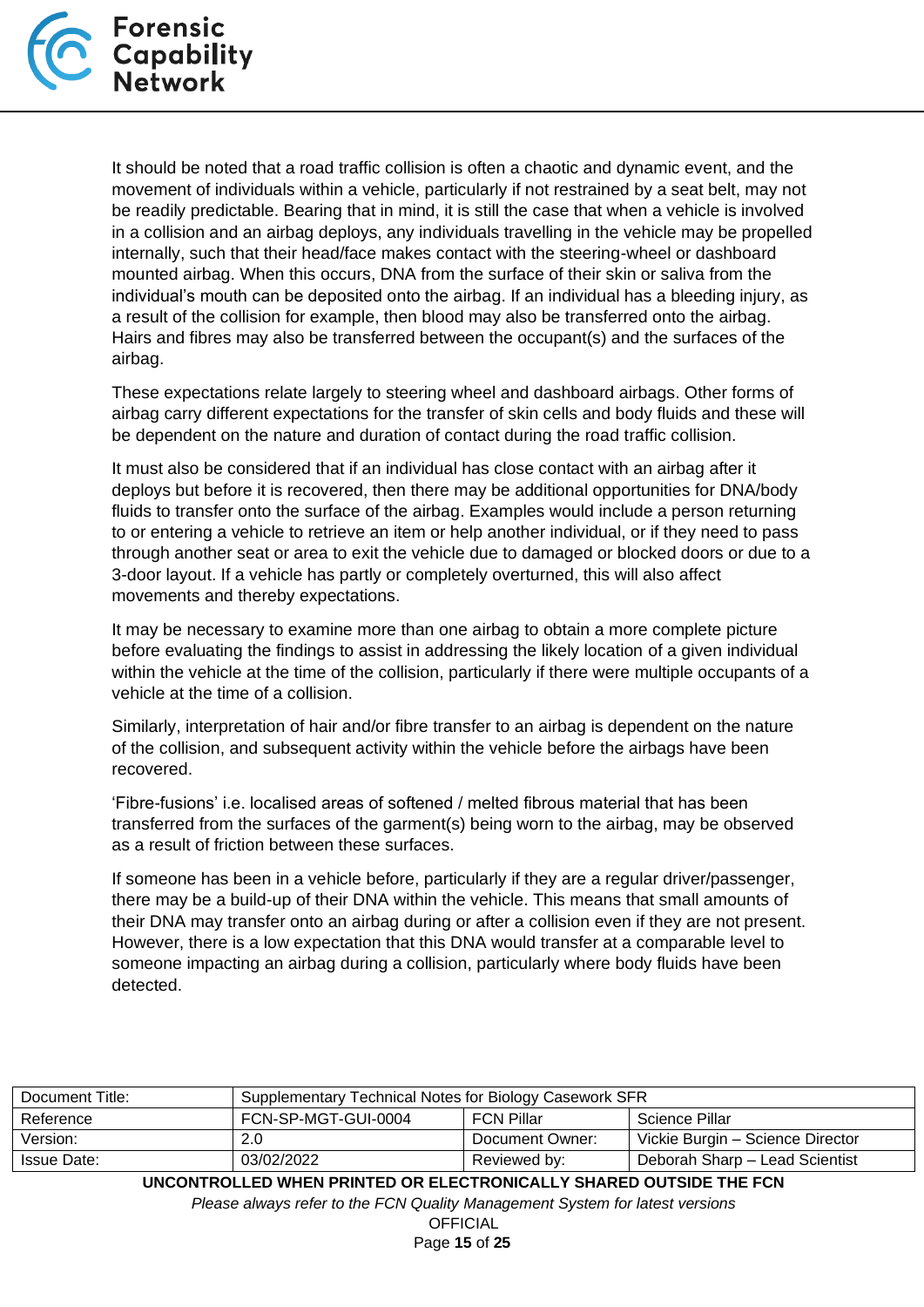It should be noted that a road traffic collision is often a chaotic and dynamic event, and the movement of individuals within a vehicle, particularly if not restrained by a seat belt, may not be readily predictable. Bearing that in mind, it is still the case that when a vehicle is involved in a collision and an airbag deploys, any individuals travelling in the vehicle may be propelled internally, such that their head/face makes contact with the steering-wheel or dashboard mounted airbag. When this occurs, DNA from the surface of their skin or saliva from the individual's mouth can be deposited onto the airbag. If an individual has a bleeding injury, as a result of the collision for example, then blood may also be transferred onto the airbag. Hairs and fibres may also be transferred between the occupant(s) and the surfaces of the airbag.

These expectations relate largely to steering wheel and dashboard airbags. Other forms of airbag carry different expectations for the transfer of skin cells and body fluids and these will be dependent on the nature and duration of contact during the road traffic collision.

It must also be considered that if an individual has close contact with an airbag after it deploys but before it is recovered, then there may be additional opportunities for DNA/body fluids to transfer onto the surface of the airbag. Examples would include a person returning to or entering a vehicle to retrieve an item or help another individual, or if they need to pass through another seat or area to exit the vehicle due to damaged or blocked doors or due to a 3-door layout. If a vehicle has partly or completely overturned, this will also affect movements and thereby expectations.

It may be necessary to examine more than one airbag to obtain a more complete picture before evaluating the findings to assist in addressing the likely location of a given individual within the vehicle at the time of the collision, particularly if there were multiple occupants of a vehicle at the time of a collision.

Similarly, interpretation of hair and/or fibre transfer to an airbag is dependent on the nature of the collision, and subsequent activity within the vehicle before the airbags have been recovered.

'Fibre-fusions' i.e. localised areas of softened / melted fibrous material that has been transferred from the surfaces of the garment(s) being worn to the airbag, may be observed as a result of friction between these surfaces.

If someone has been in a vehicle before, particularly if they are a regular driver/passenger, there may be a build-up of their DNA within the vehicle. This means that small amounts of their DNA may transfer onto an airbag during or after a collision even if they are not present. However, there is a low expectation that this DNA would transfer at a comparable level to someone impacting an airbag during a collision, particularly where body fluids have been detected.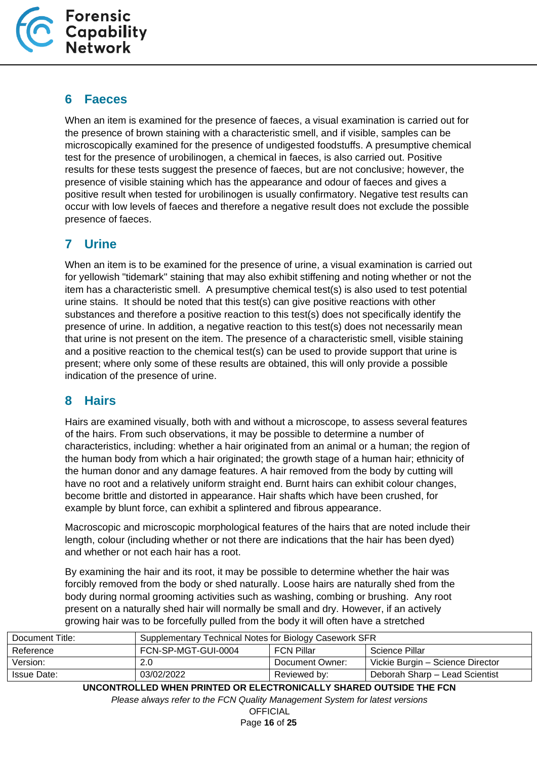## 6 Faeces

When an item is examined for the presence of faeces, a visual examination is carried out for the presence of brown staining with a characteristic smell, and if visible, samples can be microscopically examined for the presence of undigested foodstuffs. A presumptive chemical test for the presence of urobilinogen, a chemical in faeces, is also carried out. Positive results for these tests suggest the presence of faeces, but are not conclusive; however, the presence of visible staining which has the appearance and odour of faeces and gives a positive result when tested for urobilinogen is usually confirmatory. Negative test results can occur with low levels of faeces and therefore a negative result does not exclude the possible presence of faeces.

## 7 Urine

When an item is to be examined for the presence of urine, a visual examination is carried out for yellowish "tidemark" staining that may also exhibit stiffening and noting whether or not the item has a characteristic smell. A presumptive chemical test(s) is also used to test potential urine stains. It should be noted that this test(s) can give positive reactions with other substances and therefore a positive reaction to this test(s) does not specifically identify the presence of urine. In addition, a negative reaction to this test(s) does not necessarily mean that urine is not present on the item. The presence of a characteristic smell, visible staining and a positive reaction to the chemical test(s) can be used to provide support that urine is present; where only some of these results are obtained, this will only provide a possible indication of the presence of urine.

## 8 Hairs

Hairs are examined visually, both with and without a microscope, to assess several features of the hairs. From such observations, it may be possible to determine a number of characteristics, including: whether a hair originated from an animal or a human; the region of the human body from which a hair originated; the growth stage of a human hair; ethnicity of the human donor and any damage features. A hair removed from the body by cutting will have no root and a relatively uniform straight end. Burnt hairs can exhibit colour changes, become brittle and distorted in appearance. Hair shafts which have been crushed, for example by blunt force, can exhibit a splintered and fibrous appearance.

Macroscopic and microscopic morphological features of the hairs that are noted include their length, colour (including whether or not there are indications that the hair has been dyed) and whether or not each hair has a root.

By examining the hair and its root, it may be possible to determine whether the hair was forcibly removed from the body or shed naturally. Loose hairs are naturally shed from the body during normal grooming activities such as washing, combing or brushing. Any root present on a naturally shed hair will normally be small and dry. However, if an actively growing hair was to be forcefully pulled from the body it will often have a stretched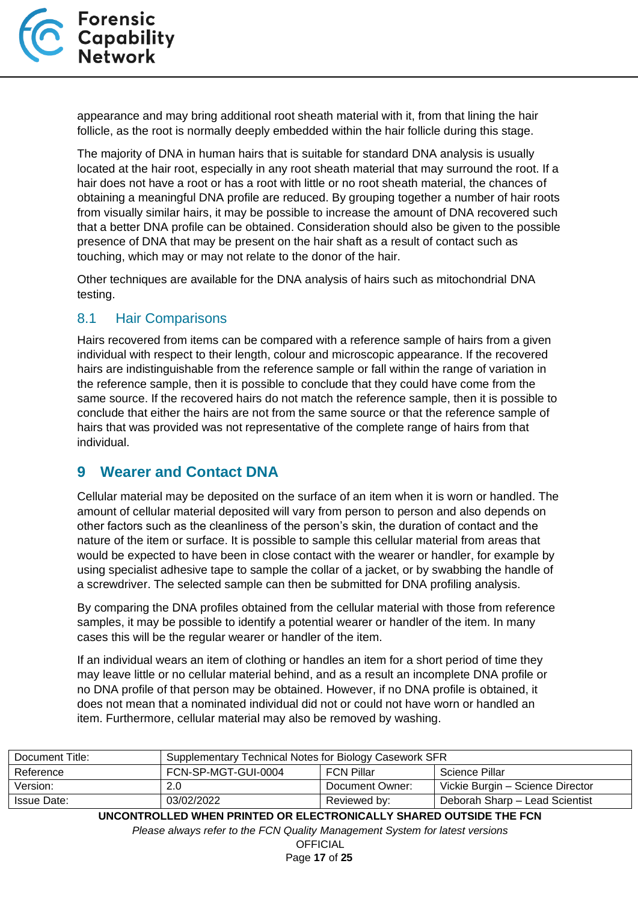appearance and may bring additional root sheath material with it, from that lining the hair follicle, as the root is normally deeply embedded within the hair follicle during this stage.

The majority of DNA in human hairs that is suitable for standard DNA analysis is usually located at the hair root, especially in any root sheath material that may surround the root. If a hair does not have a root or has a root with little or no root sheath material, the chances of obtaining a meaningful DNA profile are reduced. By grouping together a number of hair roots from visually similar hairs, it may be possible to increase the amount of DNA recovered such that a better DNA profile can be obtained. Consideration should also be given to the possible presence of DNA that may be present on the hair shaft as a result of contact such as touching, which may or may not relate to the donor of the hair.

Other techniques are available for the DNA analysis of hairs such as mitochondrial DNA testing.

### 8.1 Hair Comparisons

Hairs recovered from items can be compared with a reference sample of hairs from a given individual with respect to their length, colour and microscopic appearance. If the recovered hairs are indistinguishable from the reference sample or fall within the range of variation in the reference sample, then it is possible to conclude that they could have come from the same source. If the recovered hairs do not match the reference sample, then it is possible to conclude that either the hairs are not from the same source or that the reference sample of hairs that was provided was not representative of the complete range of hairs from that individual.

## 9 Wearer and Contact DNA

Cellular material may be deposited on the surface of an item when it is worn or handled. The amount of cellular material deposited will vary from person to person and also depends on other factors such as the cleanliness of the person's skin, the duration of contact and the nature of the item or surface. It is possible to sample this cellular material from areas that would be expected to have been in close contact with the wearer or handler, for example by using specialist adhesive tape to sample the collar of a jacket, or by swabbing the handle of a screwdriver. The selected sample can then be submitted for DNA profiling analysis.

By comparing the DNA profiles obtained from the cellular material with those from reference samples, it may be possible to identify a potential wearer or handler of the item. In many cases this will be the regular wearer or handler of the item.

If an individual wears an item of clothing or handles an item for a short period of time they may leave little or no cellular material behind, and as a result an incomplete DNA profile or no DNA profile of that person may be obtained. However, if no DNA profile is obtained, it does not mean that a nominated individual did not or could not have worn or handled an item. Furthermore, cellular material may also be removed by washing.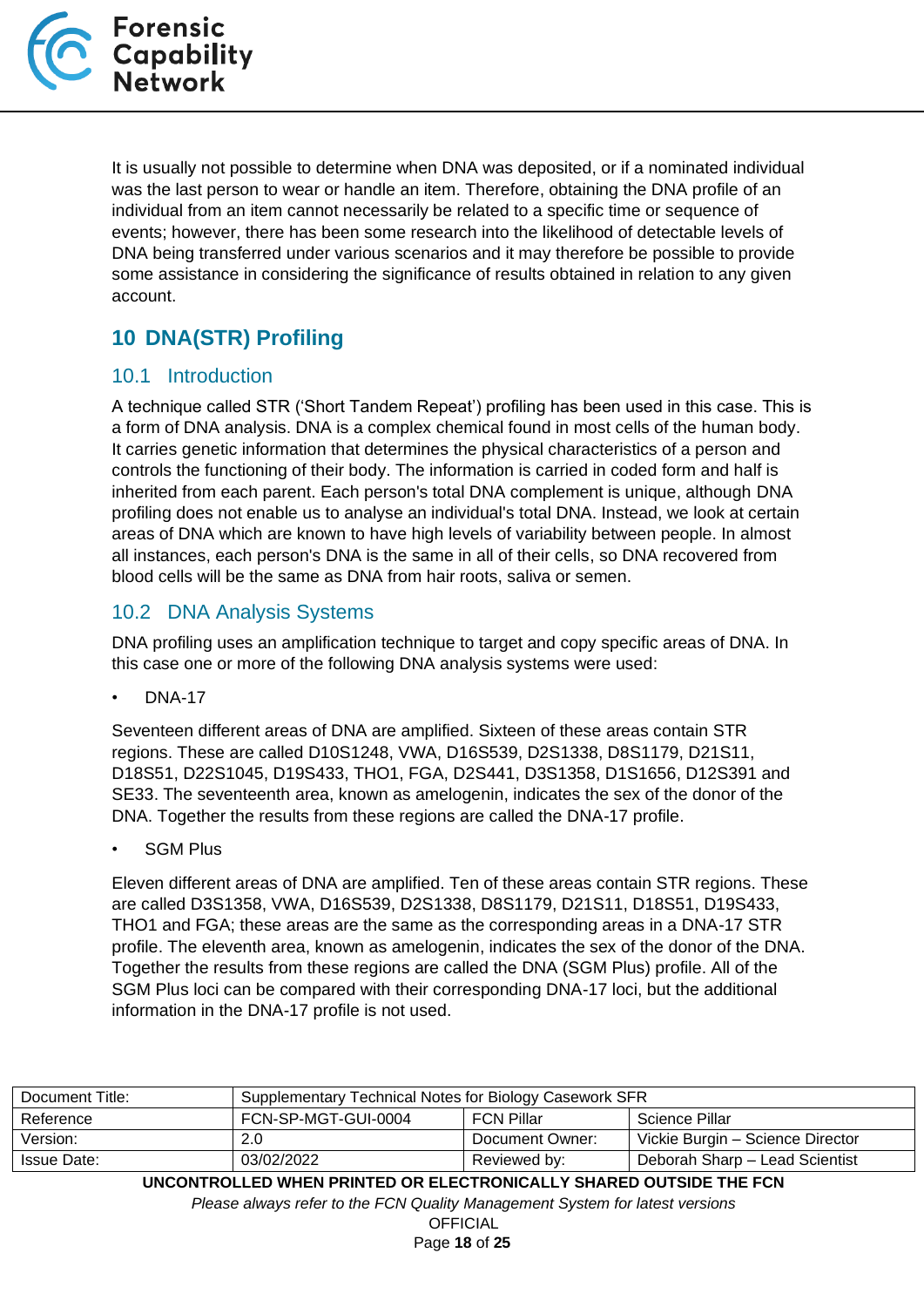It is usually not possible to determine when DNA was deposited, or if a nominated individual was the last person to wear or handle an item. Therefore, obtaining the DNA profile of an individual from an item cannot necessarily be related to a specific time or sequence of events; however, there has been some research into the likelihood of detectable levels of DNA being transferred under various scenarios and it may therefore be possible to provide some assistance in considering the significance of results obtained in relation to any given account.

# 10 DNA(STR) Profiling

## 10.1 Introduction

A technique called STR ('Short Tandem Repeat') profiling has been used in this case. This is a form of DNA analysis. DNA is a complex chemical found in most cells of the human body. It carries genetic information that determines the physical characteristics of a person and controls the functioning of their body. The information is carried in coded form and half is inherited from each parent. Each person's total DNA complement is unique, although DNA profiling does not enable us to analyse an individual's total DNA. Instead, we look at certain areas of DNA which are known to have high levels of variability between people. In almost all instances, each person's DNA is the same in all of their cells, so DNA recovered from blood cells will be the same as DNA from hair roots, saliva or semen.

## 10.2 DNA Analysis Systems

DNA profiling uses an amplification technique to target and copy specific areas of DNA. In this case one or more of the following DNA analysis systems were used:

- DNA-17

Seventeen different areas of DNA are amplified. Sixteen of these areas contain STR regions. These are called D10S1248, VWA, D16S539, D2S1338, D8S1179, D21S11, D18S51, D22S1045, D19S433, THO1, FGA, D2S441, D3S1358, D1S1656, D12S391 and SE33. The seventeenth area, known as amelogenin, indicates the sex of the donor of the DNA. Together the results from these regions are called the DNA-17 profile.

- SGM Plus

Eleven different areas of DNA are amplified. Ten of these areas contain STR regions. These are called D3S1358, VWA, D16S539, D2S1338, D8S1179, D21S11, D18S51, D19S433, THO1 and FGA; these areas are the same as the corresponding areas in a DNA-17 STR profile. The eleventh area, known as amelogenin, indicates the sex of the donor of the DNA. Together the results from these regions are called the DNA (SGM Plus) profile. All of the SGM Plus loci can be compared with their corresponding DNA-17 loci, but the additional information in the DNA-17 profile is not used.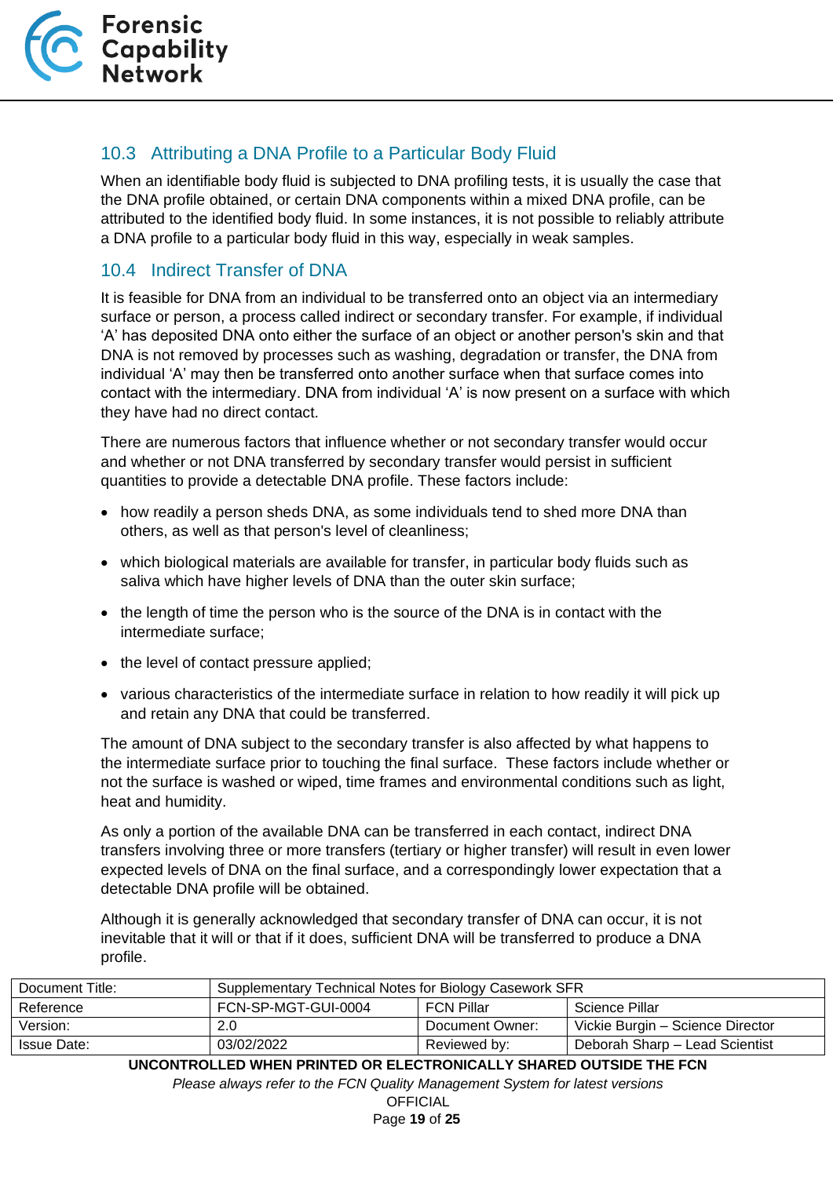## 10.3 Attributing a DNA Profile to a Particular Body Fluid

When an identifiable body fluid is subjected to DNA profiling tests, it is usually the case that the DNA profile obtained, or certain DNA components within a mixed DNA profile, can be attributed to the identified body fluid. In some instances, it is not possible to reliably attribute a DNA profile to a particular body fluid in this way, especially in weak samples.

## 10.4 Indirect Transfer of DNA

It is feasible for DNA from an individual to be transferred onto an object via an intermediary surface or person, a process called indirect or secondary transfer. For example, if individual 'A' has deposited DNA onto either the surface of an object or another person's skin and that DNA is not removed by processes such as washing, degradation or transfer, the DNA from individual 'A' may then be transferred onto another surface when that surface comes into contact with the intermediary. DNA from individual 'A' is now present on a surface with which they have had no direct contact.

There are numerous factors that influence whether or not secondary transfer would occur and whether or not DNA transferred by secondary transfer would persist in sufficient quantities to provide a detectable DNA profile. These factors include:

- how readily a person sheds DNA, as some individuals tend to shed more DNA than others, as well as that person's level of cleanliness;
- which biological materials are available for transfer, in particular body fluids such as saliva which have higher levels of DNA than the outer skin surface;
- the length of time the person who is the source of the DNA is in contact with the intermediate surface;
- the level of contact pressure applied;
- various characteristics of the intermediate surface in relation to how readily it will pick up and retain any DNA that could be transferred.

The amount of DNA subject to the secondary transfer is also affected by what happens to the intermediate surface prior to touching the final surface. These factors include whether or not the surface is washed or wiped, time frames and environmental conditions such as light, heat and humidity.

As only a portion of the available DNA can be transferred in each contact, indirect DNA transfers involving three or more transfers (tertiary or higher transfer) will result in even lower expected levels of DNA on the final surface, and a correspondingly lower expectation that a detectable DNA profile will be obtained.

Although it is generally acknowledged that secondary transfer of DNA can occur, it is not inevitable that it will or that if it does, sufficient DNA will be transferred to produce a DNA profile.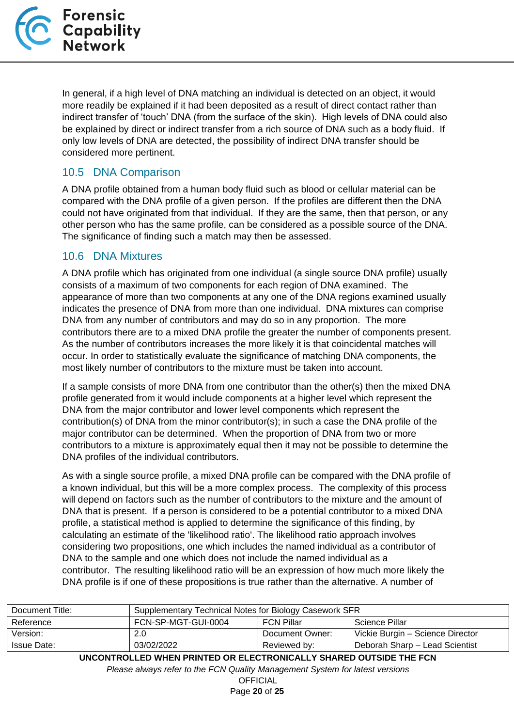In general, if a high level of DNA matching an individual is detected on an object, it would more readily be explained if it had been deposited as a result of direct contact rather than indirect transfer of 'touch' DNA (from the surface of the skin). High levels of DNA could also be explained by direct or indirect transfer from a rich source of DNA such as a body fluid. If only low levels of DNA are detected, the possibility of indirect DNA transfer should be considered more pertinent.

## 10.5 DNA Comparison

A DNA profile obtained from a human body fluid such as blood or cellular material can be compared with the DNA profile of a given person. If the profiles are different then the DNA could not have originated from that individual. If they are the same, then that person, or any other person who has the same profile, can be considered as a possible source of the DNA. The significance of finding such a match may then be assessed.

## 10.6 DNA Mixtures

A DNA profile which has originated from one individual (a single source DNA profile) usually consists of a maximum of two components for each region of DNA examined. The appearance of more than two components at any one of the DNA regions examined usually indicates the presence of DNA from more than one individual. DNA mixtures can comprise DNA from any number of contributors and may do so in any proportion. The more contributors there are to a mixed DNA profile the greater the number of components present. As the number of contributors increases the more likely it is that coincidental matches will occur. In order to statistically evaluate the significance of matching DNA components, the most likely number of contributors to the mixture must be taken into account.

If a sample consists of more DNA from one contributor than the other(s) then the mixed DNA profile generated from it would include components at a higher level which represent the DNA from the major contributor and lower level components which represent the contribution(s) of DNA from the minor contributor(s); in such a case the DNA profile of the major contributor can be determined. When the proportion of DNA from two or more contributors to a mixture is approximately equal then it may not be possible to determine the DNA profiles of the individual contributors.

As with a single source profile, a mixed DNA profile can be compared with the DNA profile of a known individual, but this will be a more complex process. The complexity of this process will depend on factors such as the number of contributors to the mixture and the amount of DNA that is present. If a person is considered to be a potential contributor to a mixed DNA profile, a statistical method is applied to determine the significance of this finding, by calculating an estimate of the 'likelihood ratio'. The likelihood ratio approach involves considering two propositions, one which includes the named individual as a contributor of DNA to the sample and one which does not include the named individual as a contributor. The resulting likelihood ratio will be an expression of how much more likely the DNA profile is if one of these propositions is true rather than the alternative. A number of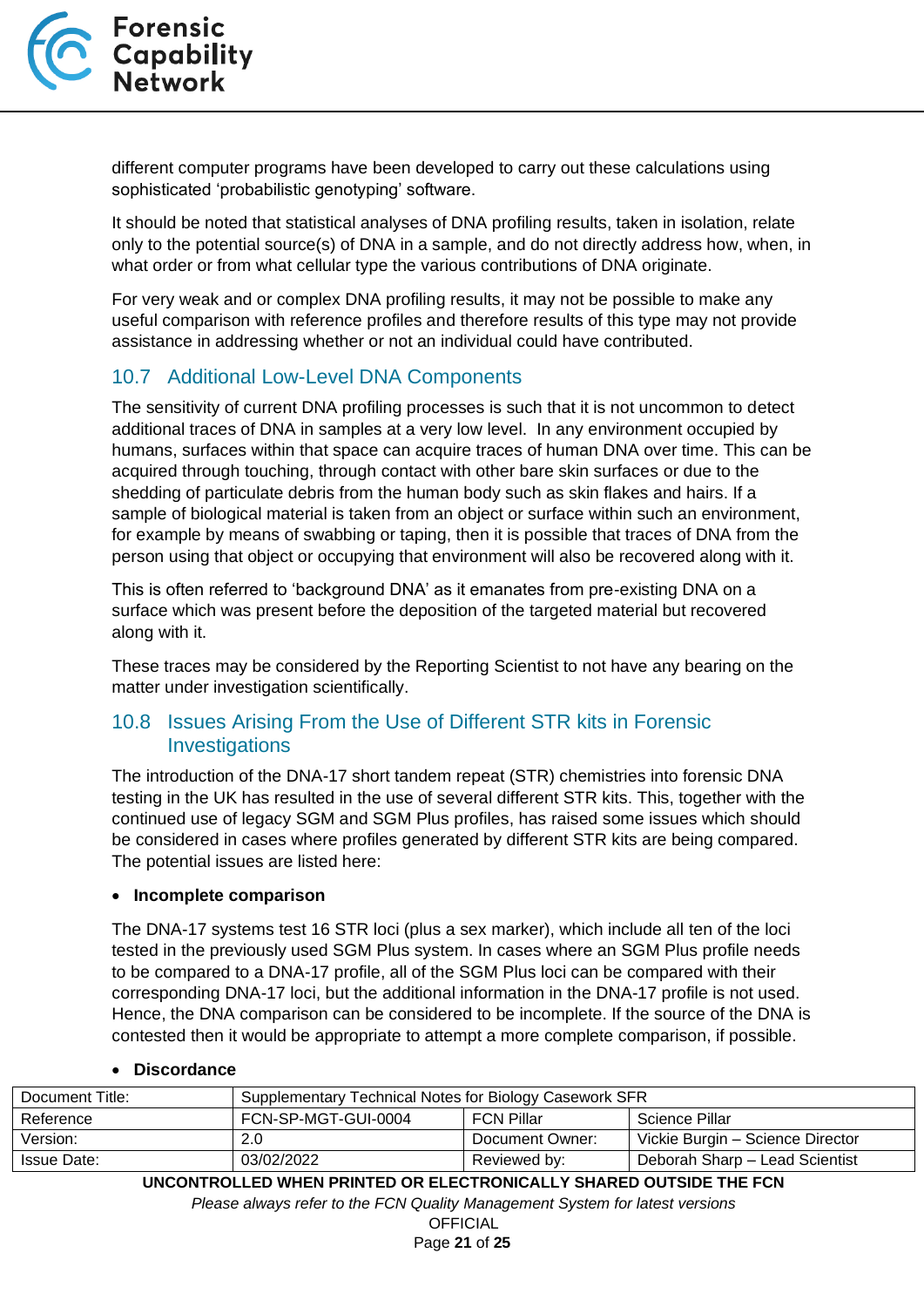different computer programs have been developed to carry out these calculations using sophisticated 'probabilistic genotyping' software.

It should be noted that statistical analyses of DNA profiling results, taken in isolation, relate only to the potential source(s) of DNA in a sample, and do not directly address how, when, in what order or from what cellular type the various contributions of DNA originate.

For very weak and or complex DNA profiling results, it may not be possible to make any useful comparison with reference profiles and therefore results of this type may not provide assistance in addressing whether or not an individual could have contributed.

## 10.7 Additional Low-Level DNA Components

The sensitivity of current DNA profiling processes is such that it is not uncommon to detect additional traces of DNA in samples at a very low level. In any environment occupied by humans, surfaces within that space can acquire traces of human DNA over time. This can be acquired through touching, through contact with other bare skin surfaces or due to the shedding of particulate debris from the human body such as skin flakes and hairs. If a sample of biological material is taken from an object or surface within such an environment, for example by means of swabbing or taping, then it is possible that traces of DNA from the person using that object or occupying that environment will also be recovered along with it.

This is often referred to 'background DNA' as it emanates from pre-existing DNA on a surface which was present before the deposition of the targeted material but recovered along with it.

These traces may be considered by the Reporting Scientist to not have any bearing on the matter under investigation scientifically.

## 10.8 Issues Arising From the Use of Different STR kits in Forensic Investigations

The introduction of the DNA-17 short tandem repeat (STR) chemistries into forensic DNA testing in the UK has resulted in the use of several different STR kits. This, together with the continued use of legacy SGM and SGM Plus profiles, has raised some issues which should be considered in cases where profiles generated by different STR kits are being compared. The potential issues are listed here:

- **Incomplete comparison**

The DNA-17 systems test 16 STR loci (plus a sex marker), which include all ten of the loci tested in the previously used SGM Plus system. In cases where an SGM Plus profile needs to be compared to a DNA-17 profile, all of the SGM Plus loci can be compared with their corresponding DNA-17 loci, but the additional information in the DNA-17 profile is not used. Hence, the DNA comparison can be considered to be incomplete. If the source of the DNA is contested then it would be appropriate to attempt a more complete comparison, if possible.

- **Discordance**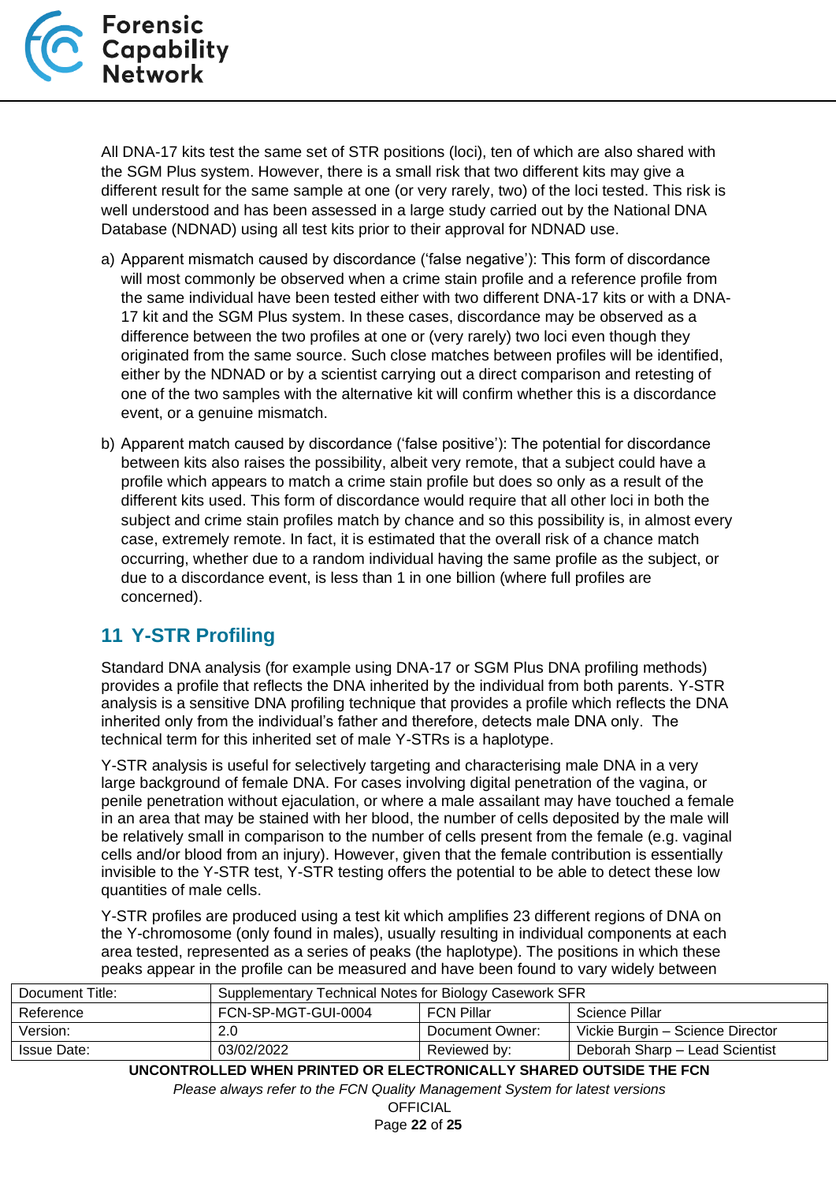All DNA-17 kits test the same set of STR positions (loci), ten of which are also shared with the SGM Plus system. However, there is a small risk that two different kits may give a different result for the same sample at one (or very rarely, two) of the loci tested. This risk is well understood and has been assessed in a large study carried out by the National DNA Database (NDNAD) using all test kits prior to their approval for NDNAD use.

a) Apparent mismatch caused by discordance ('false negative'): This form of discordance will most commonly be observed when a crime stain profile and a reference profile from the same individual have been tested either with two different DNA-17 kits or with a DNA-17 kit and the SGM Plus system. In these cases, discordance may be observed as a difference between the two profiles at one or (very rarely) two loci even though they originated from the same source. Such close matches between profiles will be identified, either by the NDNAD or by a scientist carrying out a direct comparison and retesting of one of the two samples with the alternative kit will confirm whether this is a discordance event, or a genuine mismatch.

b) Apparent match caused by discordance ('false positive'): The potential for discordance between kits also raises the possibility, albeit very remote, that a subject could have a profile which appears to match a crime stain profile but does so only as a result of the different kits used. This form of discordance would require that all other loci in both the subject and crime stain profiles match by chance and so this possibility is, in almost every case, extremely remote. In fact, it is estimated that the overall risk of a chance match occurring, whether due to a random individual having the same profile as the subject, or due to a discordance event, is less than 1 in one billion (where full profiles are concerned).

## 11 Y-STR Profiling

Standard DNA analysis (for example using DNA-17 or SGM Plus DNA profiling methods) provides a profile that reflects the DNA inherited by the individual from both parents. Y-STR analysis is a sensitive DNA profiling technique that provides a profile which reflects the DNA inherited only from the individual's father and therefore, detects male DNA only. The technical term for this inherited set of male Y-STRs is a haplotype.

Y-STR analysis is useful for selectively targeting and characterising male DNA in a very large background of female DNA. For cases involving digital penetration of the vagina, or penile penetration without ejaculation, or where a male assailant may have touched a female in an area that may be stained with her blood, the number of cells deposited by the male will be relatively small in comparison to the number of cells present from the female (e.g. vaginal cells and/or blood from an injury). However, given that the female contribution is essentially invisible to the Y-STR test, Y-STR testing offers the potential to be able to detect these low quantities of male cells.

Y-STR profiles are produced using a test kit which amplifies 23 different regions of DNA on the Y-chromosome (only found in males), usually resulting in individual components at each area tested, represented as a series of peaks (the haplotype). The positions in which these peaks appear in the profile can be measured and have been found to vary widely between

| Document Title: | Supplementary Technical Notes for Biology Casework SFR | | |
|---|---|---|---|
| Reference | FCN-SP-MGT-GUI-0004 | FCN Pillar | Science Pillar |
| Version: | 2.0 | Document Owner: | Vickie Burgin – Science Director |
| Issue Date: | 03/02/2022 | Reviewed by: | Deborah Sharp – Lead Scientist |

**UNCONTROLLED WHEN PRINTED OR ELECTRONICALLY SHARED OUTSIDE THE FCN**

*Please always refer to the FCN Quality Management System for latest versions*

OFFICIAL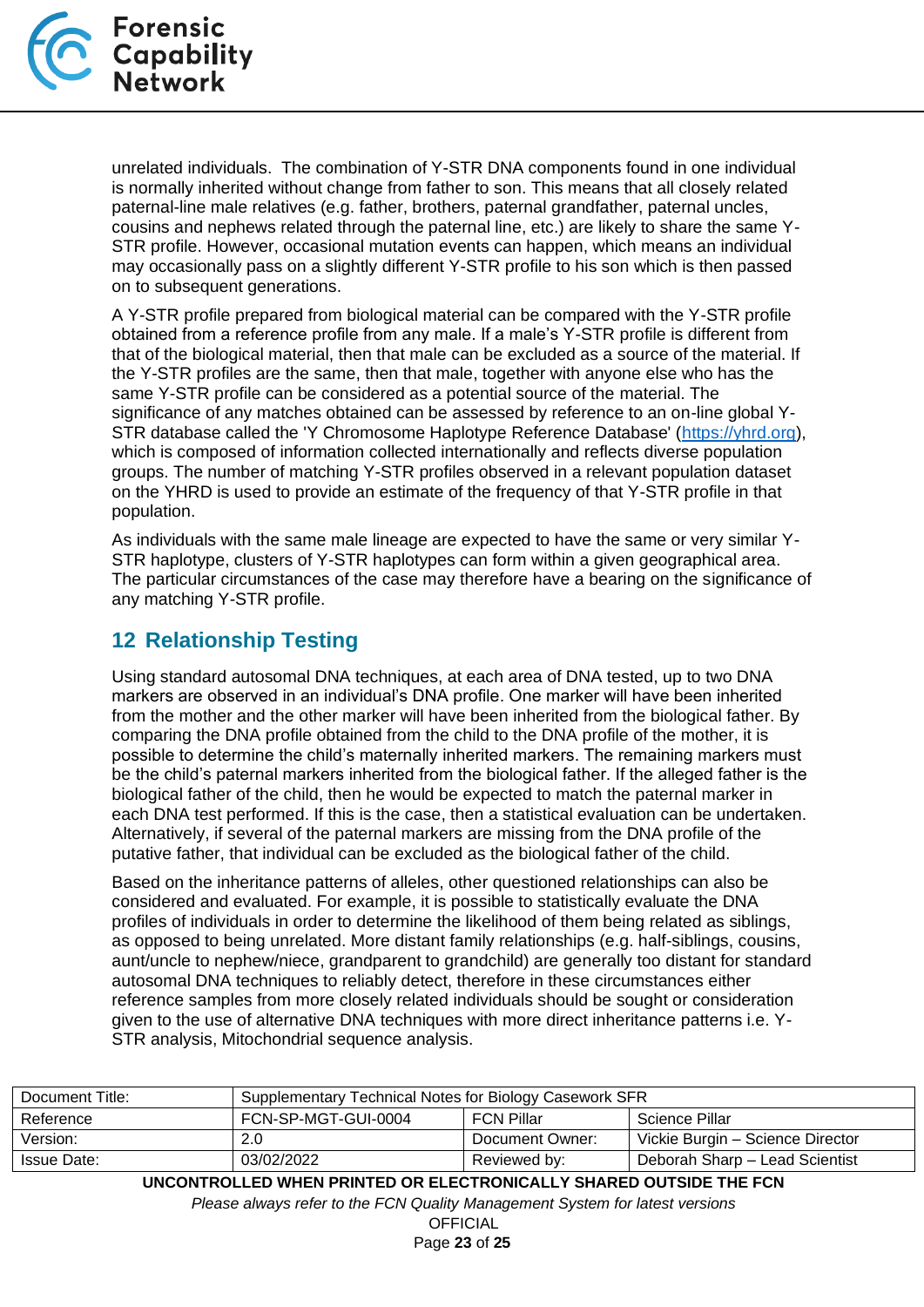unrelated individuals.  The combination of Y-STR DNA components found in one individual is normally inherited without change from father to son. This means that all closely related paternal-line male relatives (e.g. father, brothers, paternal grandfather, paternal uncles, cousins and nephews related through the paternal line, etc.) are likely to share the same Y-STR profile. However, occasional mutation events can happen, which means an individual may occasionally pass on a slightly different Y-STR profile to his son which is then passed on to subsequent generations.

A Y-STR profile prepared from biological material can be compared with the Y-STR profile obtained from a reference profile from any male. If a male's Y-STR profile is different from that of the biological material, then that male can be excluded as a source of the material. If the Y-STR profiles are the same, then that male, together with anyone else who has the same Y-STR profile can be considered as a potential source of the material. The significance of any matches obtained can be assessed by reference to an on-line global Y-STR database called the 'Y Chromosome Haplotype Reference Database' (https://yhrd.org), which is composed of information collected internationally and reflects diverse population groups. The number of matching Y-STR profiles observed in a relevant population dataset on the YHRD is used to provide an estimate of the frequency of that Y-STR profile in that population.

As individuals with the same male lineage are expected to have the same or very similar Y-STR haplotype, clusters of Y-STR haplotypes can form within a given geographical area. The particular circumstances of the case may therefore have a bearing on the significance of any matching Y-STR profile.

## 12 Relationship Testing

Using standard autosomal DNA techniques, at each area of DNA tested, up to two DNA markers are observed in an individual's DNA profile. One marker will have been inherited from the mother and the other marker will have been inherited from the biological father. By comparing the DNA profile obtained from the child to the DNA profile of the mother, it is possible to determine the child's maternally inherited markers. The remaining markers must be the child's paternal markers inherited from the biological father. If the alleged father is the biological father of the child, then he would be expected to match the paternal marker in each DNA test performed. If this is the case, then a statistical evaluation can be undertaken. Alternatively, if several of the paternal markers are missing from the DNA profile of the putative father, that individual can be excluded as the biological father of the child.

Based on the inheritance patterns of alleles, other questioned relationships can also be considered and evaluated. For example, it is possible to statistically evaluate the DNA profiles of individuals in order to determine the likelihood of them being related as siblings, as opposed to being unrelated. More distant family relationships (e.g. half-siblings, cousins, aunt/uncle to nephew/niece, grandparent to grandchild) are generally too distant for standard autosomal DNA techniques to reliably detect, therefore in these circumstances either reference samples from more closely related individuals should be sought or consideration given to the use of alternative DNA techniques with more direct inheritance patterns i.e. Y-STR analysis, Mitochondrial sequence analysis.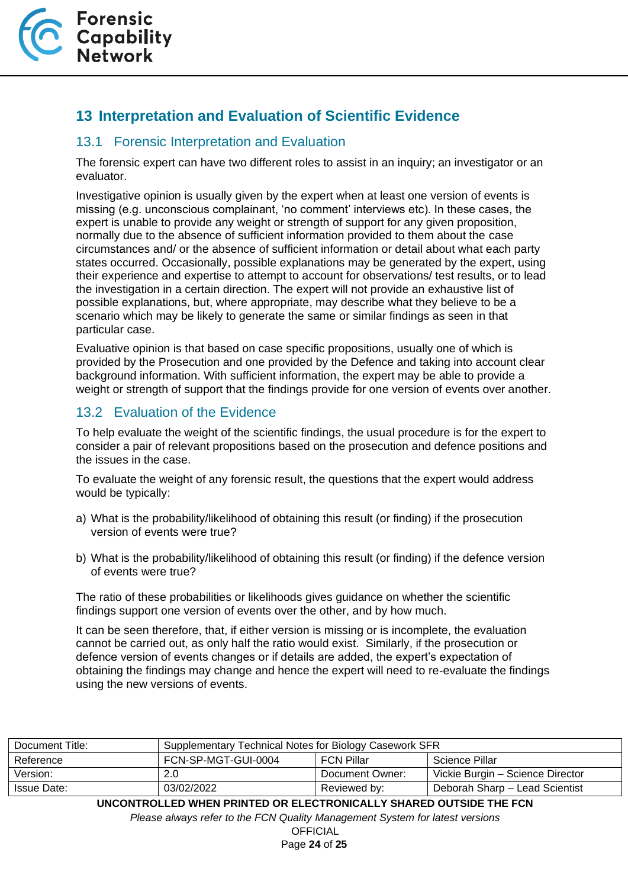## 13 Interpretation and Evaluation of Scientific Evidence

### 13.1 Forensic Interpretation and Evaluation

The forensic expert can have two different roles to assist in an inquiry; an investigator or an evaluator.

Investigative opinion is usually given by the expert when at least one version of events is missing (e.g. unconscious complainant, 'no comment' interviews etc). In these cases, the expert is unable to provide any weight or strength of support for any given proposition, normally due to the absence of sufficient information provided to them about the case circumstances and/ or the absence of sufficient information or detail about what each party states occurred. Occasionally, possible explanations may be generated by the expert, using their experience and expertise to attempt to account for observations/ test results, or to lead the investigation in a certain direction. The expert will not provide an exhaustive list of possible explanations, but, where appropriate, may describe what they believe to be a scenario which may be likely to generate the same or similar findings as seen in that particular case.

Evaluative opinion is that based on case specific propositions, usually one of which is provided by the Prosecution and one provided by the Defence and taking into account clear background information. With sufficient information, the expert may be able to provide a weight or strength of support that the findings provide for one version of events over another.

### 13.2 Evaluation of the Evidence

To help evaluate the weight of the scientific findings, the usual procedure is for the expert to consider a pair of relevant propositions based on the prosecution and defence positions and the issues in the case.

To evaluate the weight of any forensic result, the questions that the expert would address would be typically:

a) What is the probability/likelihood of obtaining this result (or finding) if the prosecution version of events were true?

b) What is the probability/likelihood of obtaining this result (or finding) if the defence version of events were true?

The ratio of these probabilities or likelihoods gives guidance on whether the scientific findings support one version of events over the other, and by how much.

It can be seen therefore, that, if either version is missing or is incomplete, the evaluation cannot be carried out, as only half the ratio would exist. Similarly, if the prosecution or defence version of events changes or if details are added, the expert's expectation of obtaining the findings may change and hence the expert will need to re-evaluate the findings using the new versions of events.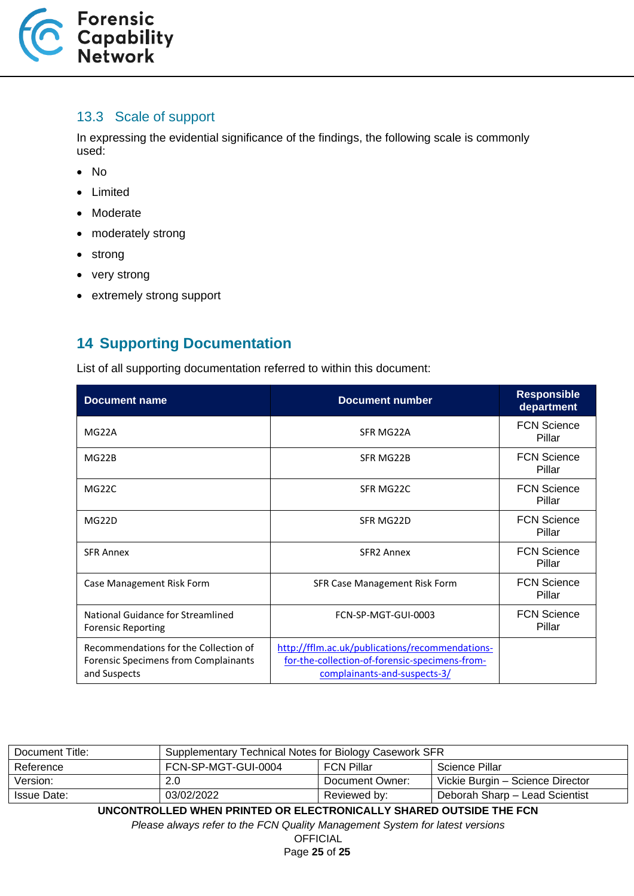### 13.3 Scale of support

In expressing the evidential significance of the findings, the following scale is commonly used:

- No
- Limited
- Moderate
- moderately strong
- strong
- very strong
- extremely strong support

## 14 Supporting Documentation

List of all supporting documentation referred to within this document:

| Document name | Document number | Responsible department |
|---|---|---|
| MG22A | SFR MG22A | FCN Science Pillar |
| MG22B | SFR MG22B | FCN Science Pillar |
| MG22C | SFR MG22C | FCN Science Pillar |
| MG22D | SFR MG22D | FCN Science Pillar |
| SFR Annex | SFR2 Annex | FCN Science Pillar |
| Case Management Risk Form | SFR Case Management Risk Form | FCN Science Pillar |
| National Guidance for Streamlined Forensic Reporting | FCN-SP-MGT-GUI-0003 | FCN Science Pillar |
| Recommendations for the Collection of Forensic Specimens from Complainants and Suspects | http://fflm.ac.uk/publications/recommendations-for-the-collection-of-forensic-specimens-from-complainants-and-suspects-3/ | |

| Document Title: | Supplementary Technical Notes for Biology Casework SFR | | |
|---|---|---|---|
| Reference | FCN-SP-MGT-GUI-0004 | FCN Pillar | Science Pillar |
| Version: | 2.0 | Document Owner: | Vickie Burgin – Science Director |
| Issue Date: | 03/02/2022 | Reviewed by: | Deborah Sharp – Lead Scientist |

**UNCONTROLLED WHEN PRINTED OR ELECTRONICALLY SHARED OUTSIDE THE FCN**

*Please always refer to the FCN Quality Management System for latest versions*

OFFICIAL